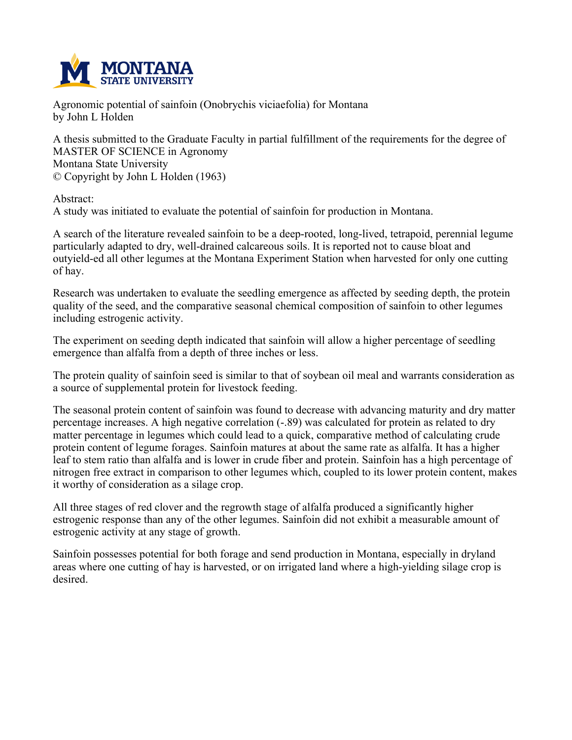Agronomic potential of sainfoin (Onobrychis viciaefolia) for Montana
by John L Holden

A thesis submitted to the Graduate Faculty in partial fulfillment of the requirements for the degree of MASTER OF SCIENCE in Agronomy
Montana State University
© Copyright by John L Holden (1963)

Abstract:
A study was initiated to evaluate the potential of sainfoin for production in Montana.

A search of the literature revealed sainfoin to be a deep-rooted, long-lived, tetrapoid, perennial legume particularly adapted to dry, well-drained calcareous soils. It is reported not to cause bloat and outyield-ed all other legumes at the Montana Experiment Station when harvested for only one cutting of hay.

Research was undertaken to evaluate the seedling emergence as affected by seeding depth, the protein quality of the seed, and the comparative seasonal chemical composition of sainfoin to other legumes including estrogenic activity.

The experiment on seeding depth indicated that sainfoin will allow a higher percentage of seedling emergence than alfalfa from a depth of three inches or less.

The protein quality of sainfoin seed is similar to that of soybean oil meal and warrants consideration as a source of supplemental protein for livestock feeding.

The seasonal protein content of sainfoin was found to decrease with advancing maturity and dry matter percentage increases. A high negative correlation (-.89) was calculated for protein as related to dry matter percentage in legumes which could lead to a quick, comparative method of calculating crude protein content of legume forages. Sainfoin matures at about the same rate as alfalfa. It has a higher leaf to stem ratio than alfalfa and is lower in crude fiber and protein. Sainfoin has a high percentage of nitrogen free extract in comparison to other legumes which, coupled to its lower protein content, makes it worthy of consideration as a silage crop.

All three stages of red clover and the regrowth stage of alfalfa produced a significantly higher estrogenic response than any of the other legumes. Sainfoin did not exhibit a measurable amount of estrogenic activity at any stage of growth.

Sainfoin possesses potential for both forage and send production in Montana, especially in dryland areas where one cutting of hay is harvested, or on irrigated land where a high-yielding silage crop is desired.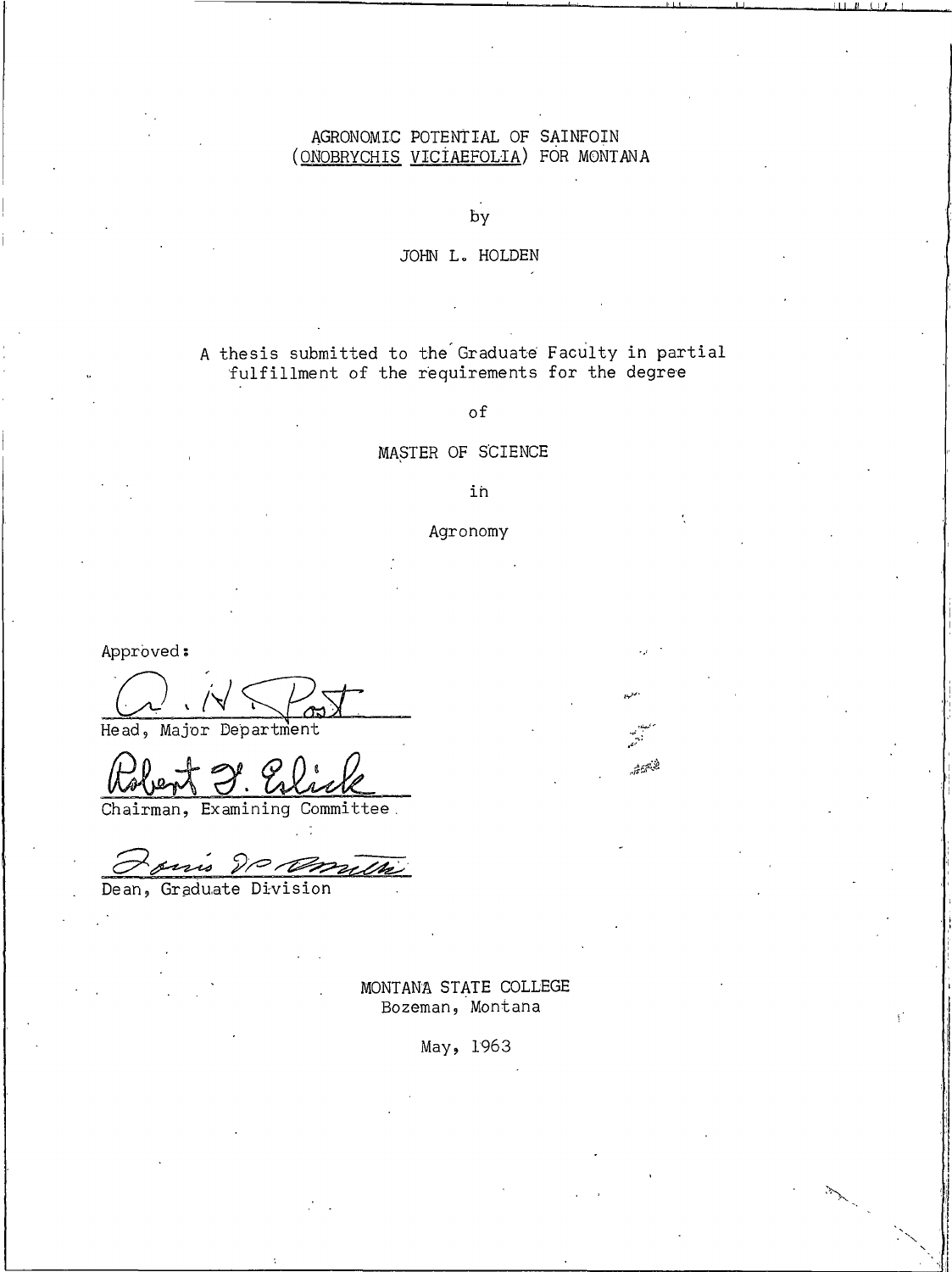# AGRONOMIC POTENTIAL OF SAINFOIN (ONOBRYCHIS VICIAEFOLIA) FOR MONTANA

by

JOHN L. HOLDEN

A thesis submitted to the Graduate Faculty in partial fulfillment of the requirements for the degree

of

MASTER OF SCIENCE

in

Agronomy

Approved:

Head, Major Department

Chairman, Examining Committee

Dean, Graduate Division

MONTANA STATE COLLEGE
Bozeman, Montana

May, 1963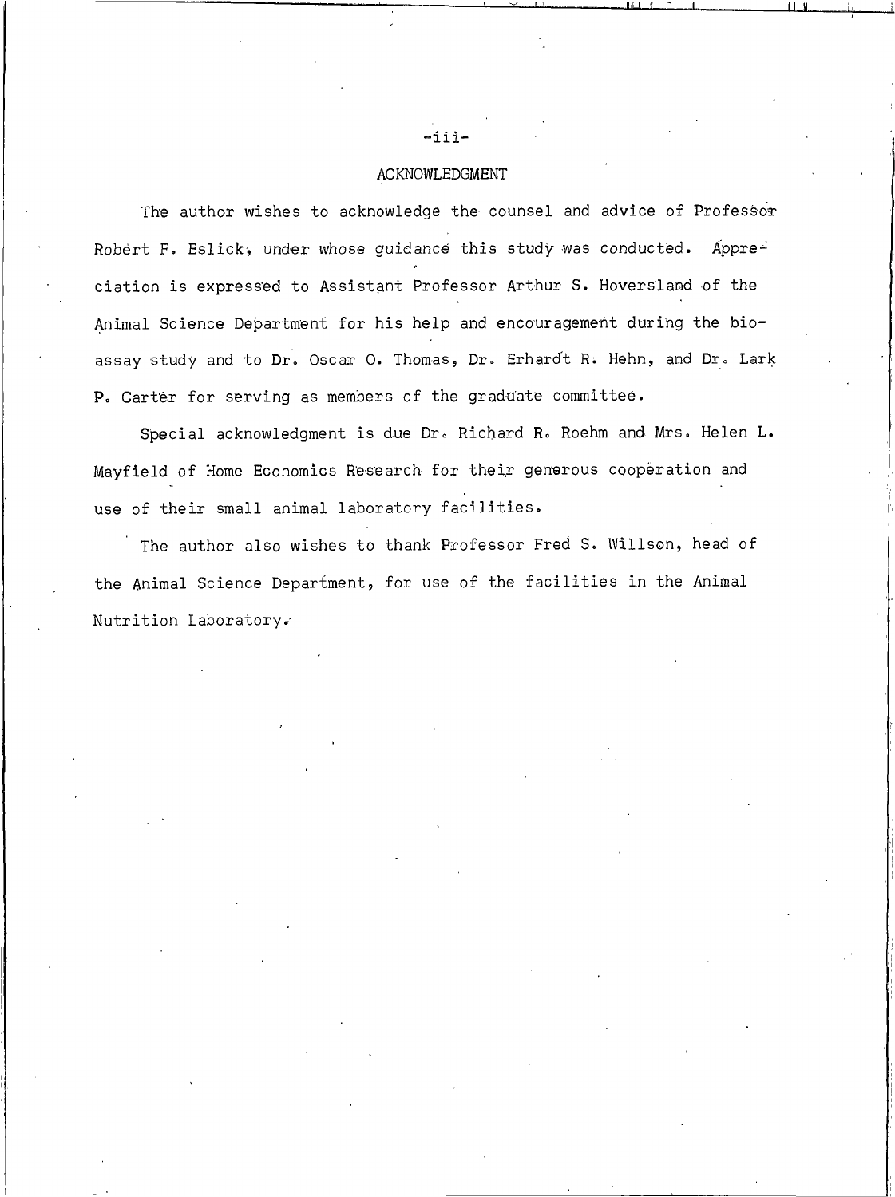## ACKNOWLEDGMENT

The author wishes to acknowledge the counsel and advice of Professor Robert F. Eslick, under whose guidance this study was conducted. Appreciation is expressed to Assistant Professor Arthur S. Hoversland of the Animal Science Department for his help and encouragement during the bioassay study and to Dr. Oscar O. Thomas, Dr. Erhardt R. Hehn, and Dr. Lark P. Carter for serving as members of the graduate committee.

Special acknowledgment is due Dr. Richard R. Roehm and Mrs. Helen L. Mayfield of Home Economics Research for their generous cooperation and use of their small animal laboratory facilities.

The author also wishes to thank Professor Fred S. Willson, head of the Animal Science Department, for use of the facilities in the Animal Nutrition Laboratory.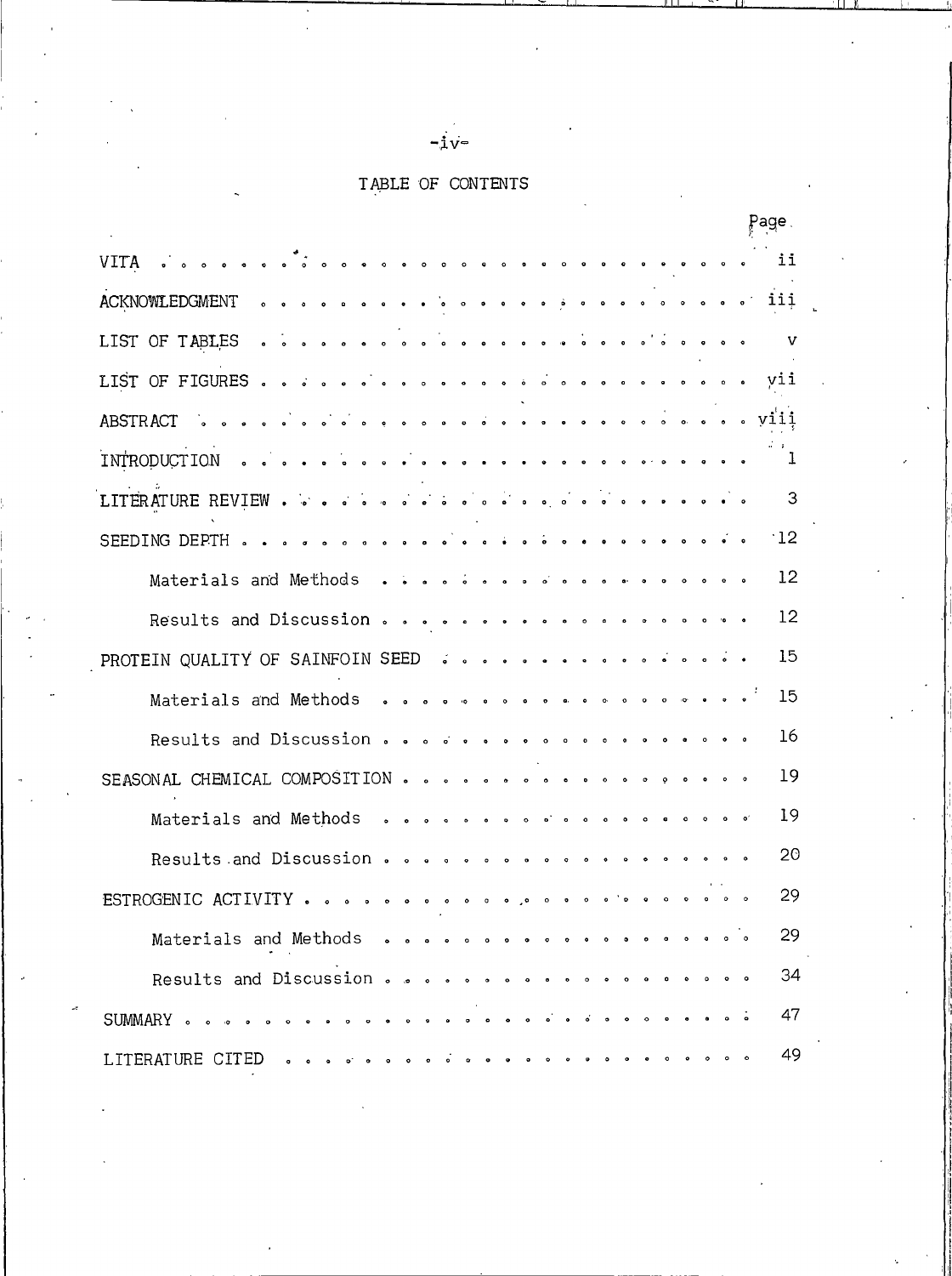# TABLE OF CONTENTS

| | Page |
|---|---|
| VITA | ii |
| ACKNOWLEDGMENT | iii |
| LIST OF TABLES | v |
| LIST OF FIGURES | vii |
| ABSTRACT | viii |
| INTRODUCTION | 1 |
| LITERATURE REVIEW | 3 |
| SEEDING DEPTH | 12 |
| Materials and Methods | 12 |
| Results and Discussion | 12 |
| PROTEIN QUALITY OF SAINFOIN SEED | 15 |
| Materials and Methods | 15 |
| Results and Discussion | 16 |
| SEASONAL CHEMICAL COMPOSITION | 19 |
| Materials and Methods | 19 |
| Results and Discussion | 20 |
| ESTROGENIC ACTIVITY | 29 |
| Materials and Methods | 29 |
| Results and Discussion | 34 |
| SUMMARY | 47 |
| LITERATURE CITED | 49 |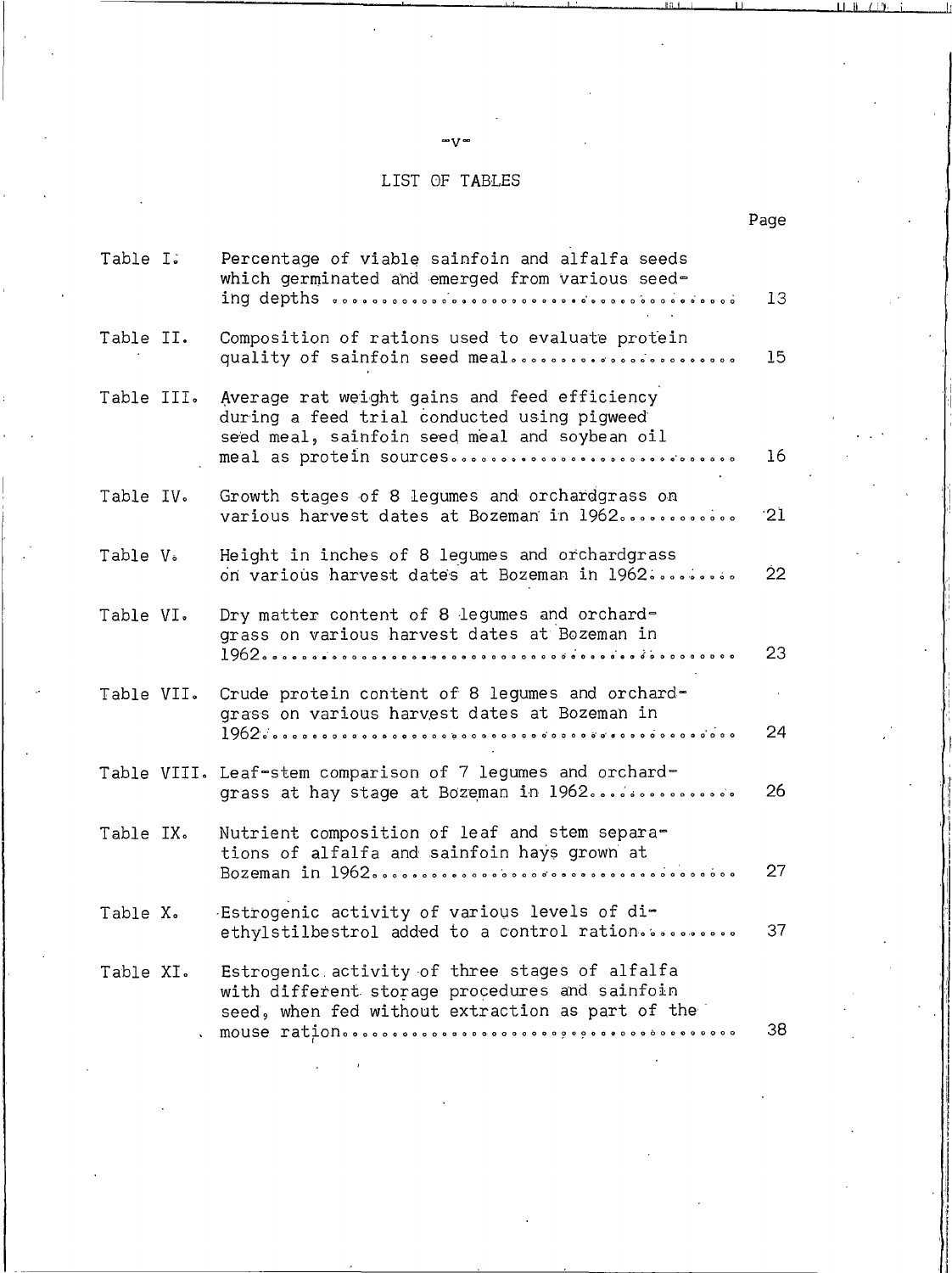# LIST OF TABLES

| | | Page |
|---|---|---|
| Table I. | Percentage of viable sainfoin and alfalfa seeds which germinated and emerged from various seeding depths | 13 |
| Table II. | Composition of rations used to evaluate protein quality of sainfoin seed meal | 15 |
| Table III. | Average rat weight gains and feed efficiency during a feed trial conducted using pigweed seed meal, sainfoin seed meal and soybean oil meal as protein sources | 16 |
| Table IV. | Growth stages of 8 legumes and orchardgrass on various harvest dates at Bozeman in 1962 | 21 |
| Table V. | Height in inches of 8 legumes and orchardgrass on various harvest dates at Bozeman in 1962 | 22 |
| Table VI. | Dry matter content of 8 legumes and orchardgrass on various harvest dates at Bozeman in 1962 | 23 |
| Table VII. | Crude protein content of 8 legumes and orchardgrass on various harvest dates at Bozeman in 1962 | 24 |
| Table VIII. | Leaf-stem comparison of 7 legumes and orchardgrass at hay stage at Bozeman in 1962 | 26 |
| Table IX. | Nutrient composition of leaf and stem separations of alfalfa and sainfoin hays grown at Bozeman in 1962 | 27 |
| Table X. | Estrogenic activity of various levels of diethylstilbestrol added to a control ration | 37 |
| Table XI. | Estrogenic activity of three stages of alfalfa with different storage procedures and sainfoin seed, when fed without extraction as part of the mouse ration | 38 |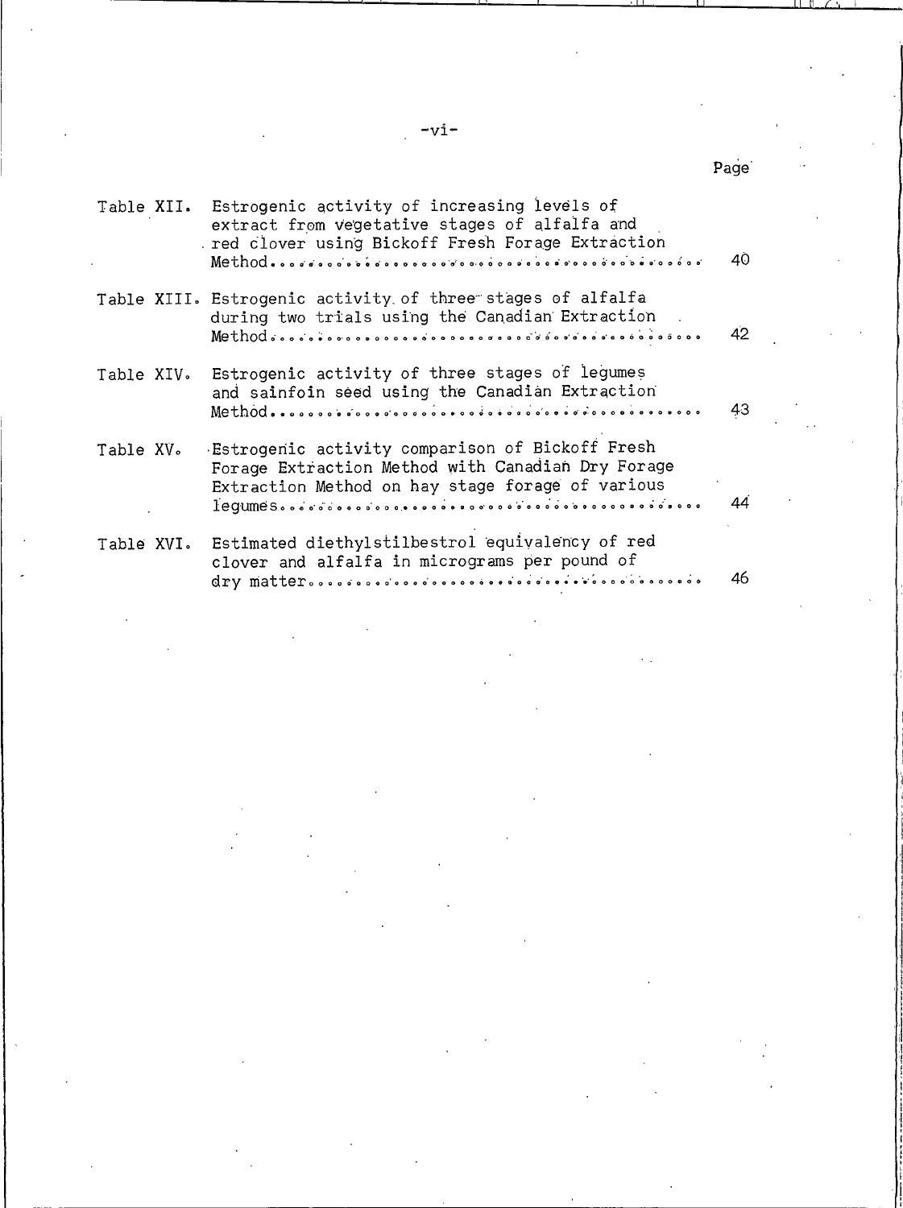| | | Page |
|---|---|---|
| Table XII. | Estrogenic activity of increasing levels of extract from vegetative stages of alfalfa and red clover using Bickoff Fresh Forage Extraction Method | 40 |
| Table XIII. | Estrogenic activity of three stages of alfalfa during two trials using the Canadian Extraction Method | 42 |
| Table XIV. | Estrogenic activity of three stages of legumes and sainfoin seed using the Canadian Extraction Method | 43 |
| Table XV. | Estrogenic activity comparison of Bickoff Fresh Forage Extraction Method with Canadian Dry Forage Extraction Method on hay stage forage of various legumes | 44 |
| Table XVI. | Estimated diethylstilbestrol equivalency of red clover and alfalfa in micrograms per pound of dry matter | 46 |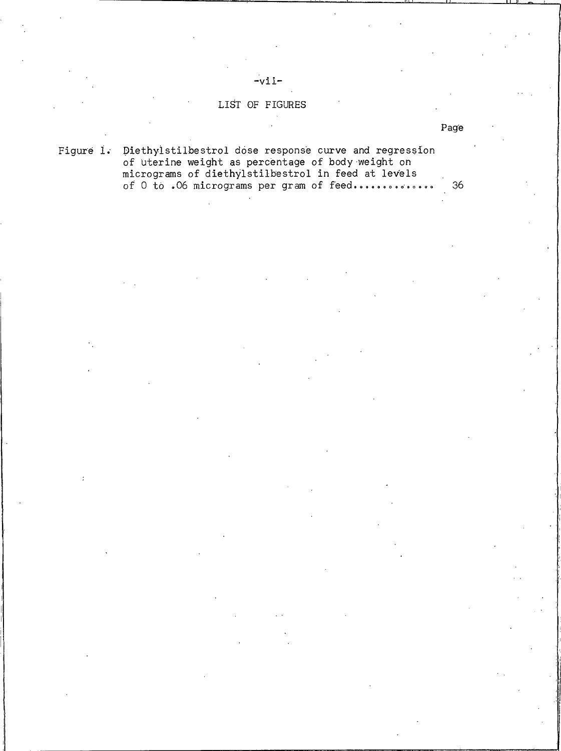# LIST OF FIGURES

| | | Page |
|---|---|---|
| Figure 1. | Diethylstilbestrol dose response curve and regression of uterine weight as percentage of body weight on micrograms of diethylstilbestrol in feed at levels of 0 to .06 micrograms per gram of feed............. | 36 |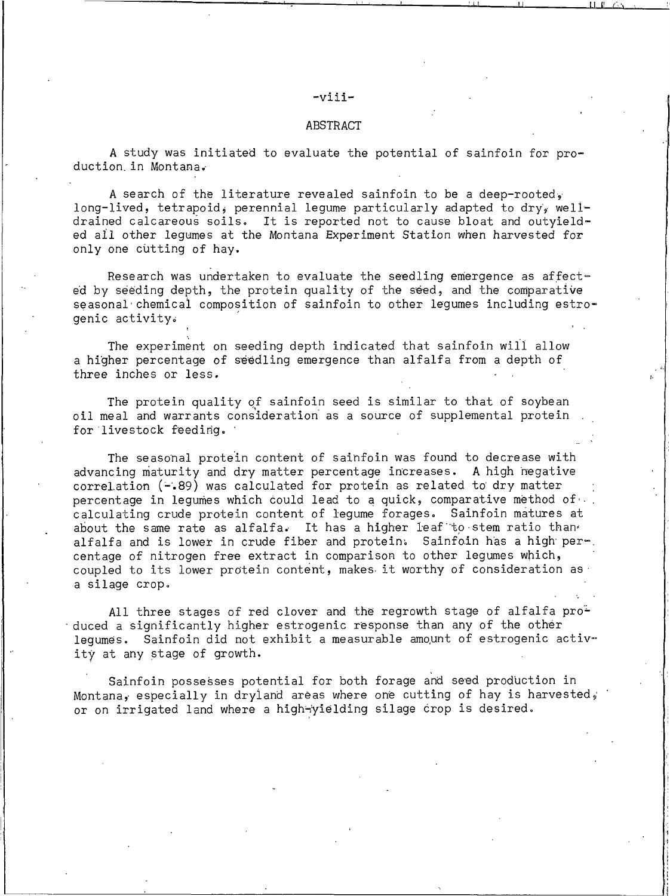## ABSTRACT

A study was initiated to evaluate the potential of sainfoin for production in Montana.

A search of the literature revealed sainfoin to be a deep-rooted, long-lived, tetrapoid, perennial legume particularly adapted to dry, well-drained calcareous soils. It is reported not to cause bloat and outyielded all other legumes at the Montana Experiment Station when harvested for only one cutting of hay.

Research was undertaken to evaluate the seedling emergence as affected by seeding depth, the protein quality of the seed, and the comparative seasonal chemical composition of sainfoin to other legumes including estrogenic activity.

The experiment on seeding depth indicated that sainfoin will allow a higher percentage of seedling emergence than alfalfa from a depth of three inches or less.

The protein quality of sainfoin seed is similar to that of soybean oil meal and warrants consideration as a source of supplemental protein for livestock feeding.

The seasonal protein content of sainfoin was found to decrease with advancing maturity and dry matter percentage increases. A high negative correlation (-.89) was calculated for protein as related to dry matter percentage in legumes which could lead to a quick, comparative method of calculating crude protein content of legume forages. Sainfoin matures at about the same rate as alfalfa. It has a higher leaf to stem ratio than alfalfa and is lower in crude fiber and protein. Sainfoin has a high percentage of nitrogen free extract in comparison to other legumes which, coupled to its lower protein content, makes it worthy of consideration as a silage crop.

All three stages of red clover and the regrowth stage of alfalfa produced a significantly higher estrogenic response than any of the other legumes. Sainfoin did not exhibit a measurable amount of estrogenic activity at any stage of growth.

Sainfoin possesses potential for both forage and seed production in Montana, especially in dryland areas where one cutting of hay is harvested, or on irrigated land where a high-yielding silage crop is desired.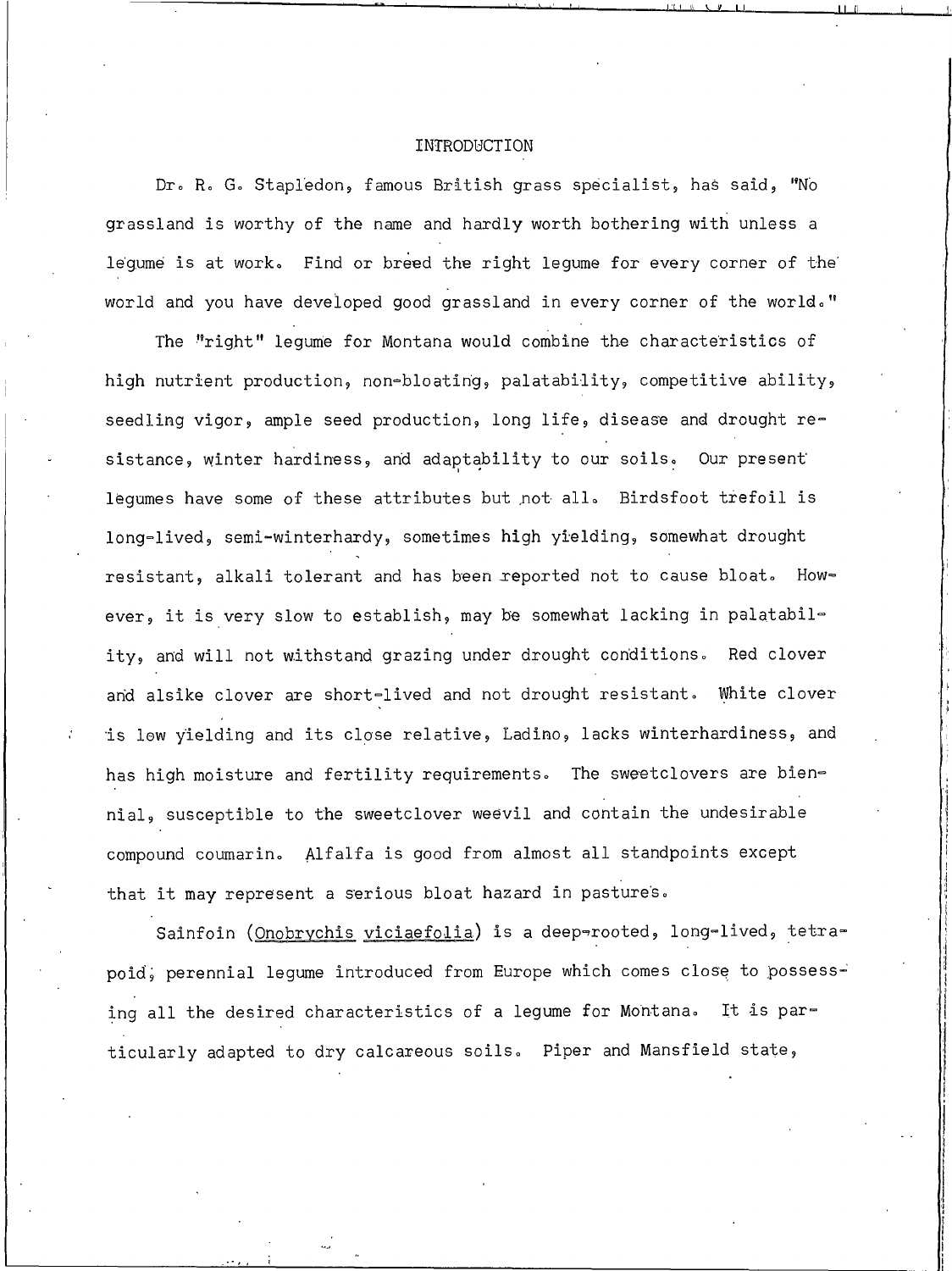# INTRODUCTION

Dr. R. G. Stapledon, famous British grass specialist, has said, "No grassland is worthy of the name and hardly worth bothering with unless a legume is at work. Find or breed the right legume for every corner of the world and you have developed good grassland in every corner of the world."

The "right" legume for Montana would combine the characteristics of high nutrient production, non-bloating, palatability, competitive ability, seedling vigor, ample seed production, long life, disease and drought resistance, winter hardiness, and adaptability to our soils. Our present legumes have some of these attributes but not all. Birdsfoot trefoil is long-lived, semi-winterhardy, sometimes high yielding, somewhat drought resistant, alkali tolerant and has been reported not to cause bloat. However, it is very slow to establish, may be somewhat lacking in palatability, and will not withstand grazing under drought conditions. Red clover and alsike clover are short-lived and not drought resistant. White clover is low yielding and its close relative, Ladino, lacks winterhardiness, and has high moisture and fertility requirements. The sweetclovers are biennial, susceptible to the sweetclover weevil and contain the undesirable compound coumarin. Alfalfa is good from almost all standpoints except that it may represent a serious bloat hazard in pastures.

Sainfoin (_Onobrychis viciaefolia_) is a deep-rooted, long-lived, tetrapoid, perennial legume introduced from Europe which comes close to possessing all the desired characteristics of a legume for Montana. It is particularly adapted to dry calcareous soils. Piper and Mansfield state,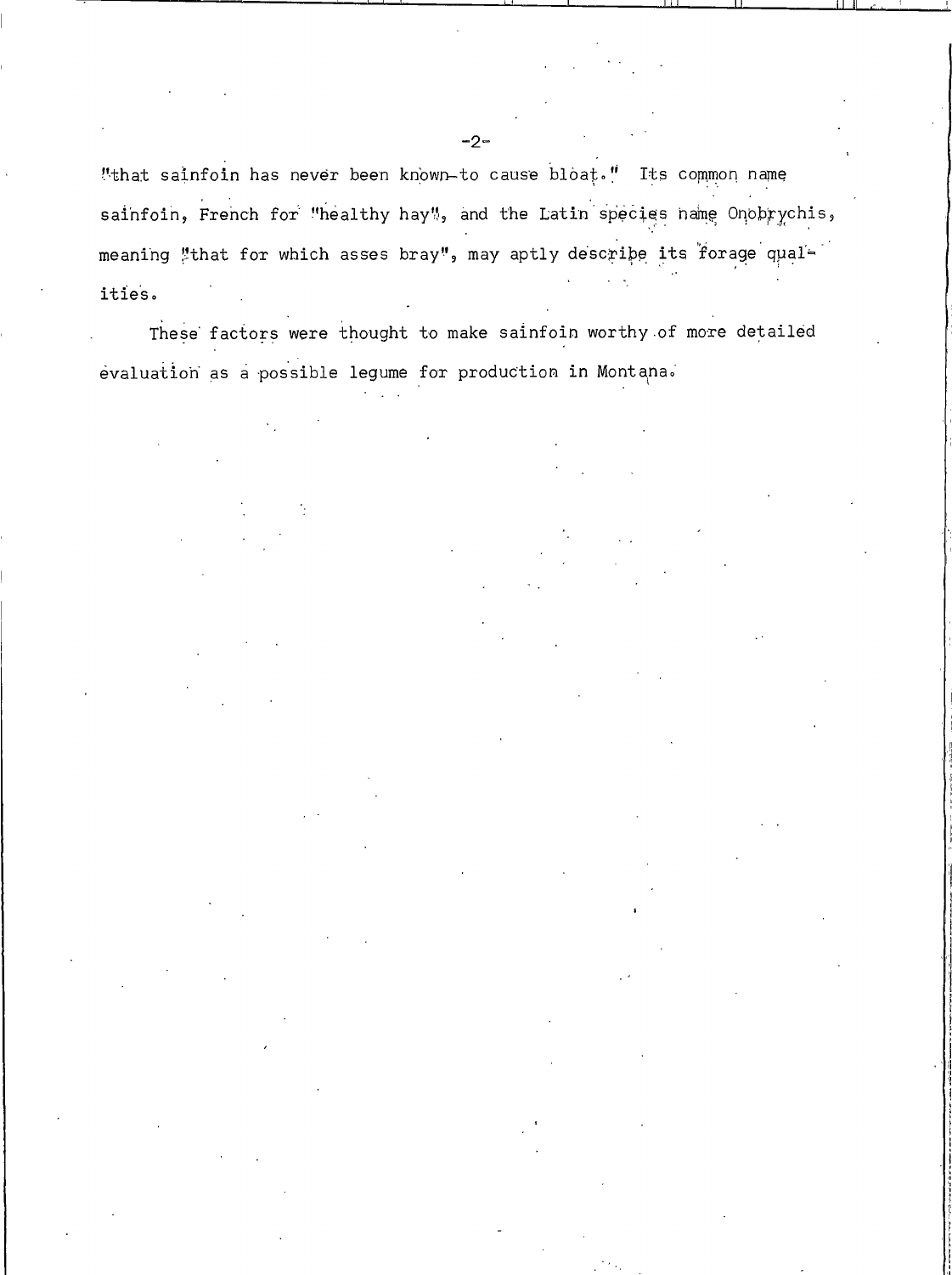"that sainfoin has never been known to cause bloat." Its common name sainfoin, French for "healthy hay", and the Latin species name Onobrychis, meaning "that for which asses bray", may aptly describe its forage qualities.

These factors were thought to make sainfoin worthy of more detailed evaluation as a possible legume for production in Montana.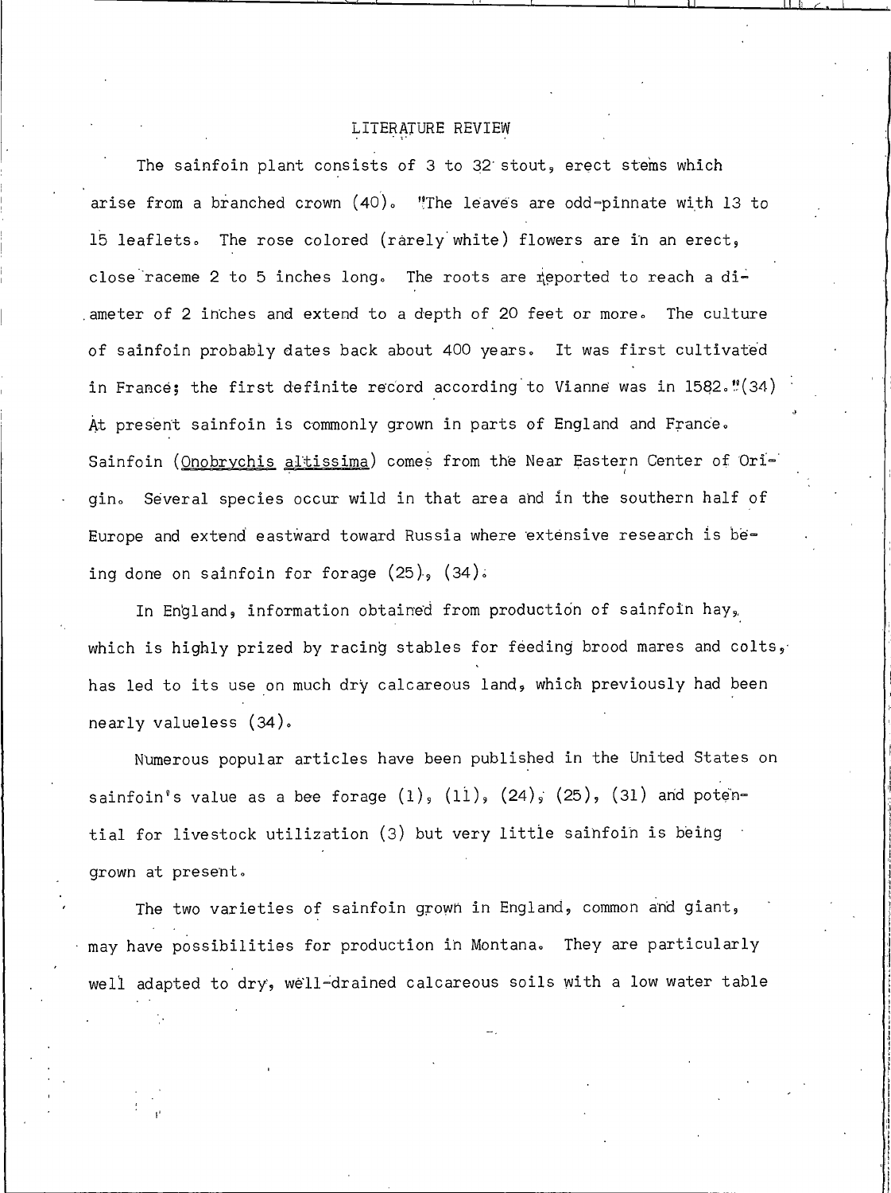# LITERATURE REVIEW

The sainfoin plant consists of 3 to 32 stout, erect stems which arise from a branched crown (40). "The leaves are odd-pinnate with 13 to 15 leaflets. The rose colored (rarely white) flowers are in an erect, close raceme 2 to 5 inches long. The roots are reported to reach a diameter of 2 inches and extend to a depth of 20 feet or more. The culture of sainfoin probably dates back about 400 years. It was first cultivated in France; the first definite record according to Vianne was in 1582."(34) At present sainfoin is commonly grown in parts of England and France. Sainfoin (Onobrychis altissima) comes from the Near Eastern Center of Origin. Several species occur wild in that area and in the southern half of Europe and extend eastward toward Russia where extensive research is being done on sainfoin for forage (25), (34).

In England, information obtained from production of sainfoin hay, which is highly prized by racing stables for feeding brood mares and colts, has led to its use on much dry calcareous land, which previously had been nearly valueless (34).

Numerous popular articles have been published in the United States on sainfoin's value as a bee forage (1), (11), (24), (25), (31) and potential for livestock utilization (3) but very little sainfoin is being grown at present.

The two varieties of sainfoin grown in England, common and giant, may have possibilities for production in Montana. They are particularly well adapted to dry, well-drained calcareous soils with a low water table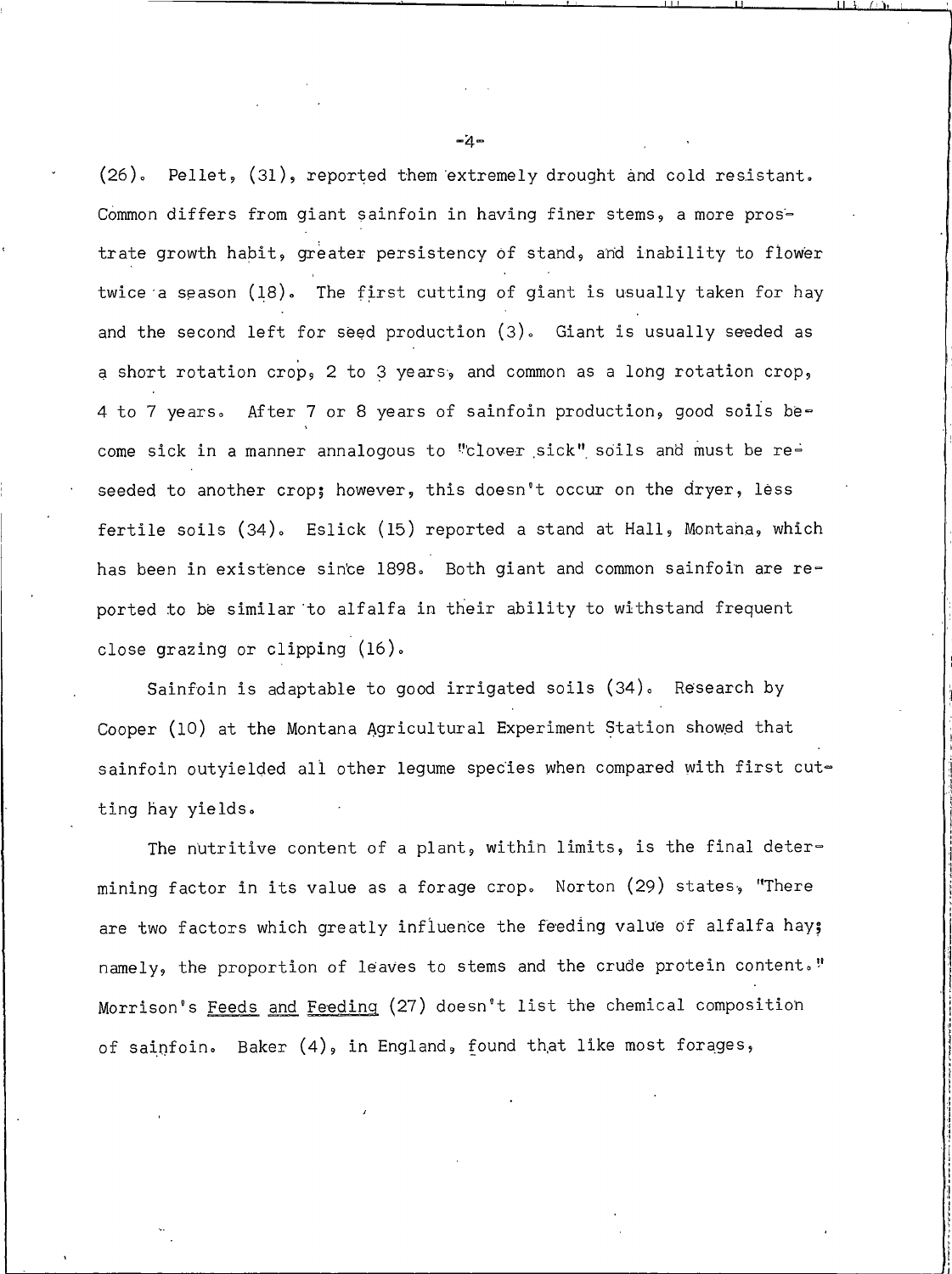(26). Pellet, (31), reported them extremely drought and cold resistant. Common differs from giant sainfoin in having finer stems, a more prostrate growth habit, greater persistency of stand, and inability to flower twice a season (18). The first cutting of giant is usually taken for hay and the second left for seed production (3). Giant is usually seeded as a short rotation crop, 2 to 3 years, and common as a long rotation crop, 4 to 7 years. After 7 or 8 years of sainfoin production, good soils become sick in a manner annalogous to "clover sick" soils and must be reseeded to another crop; however, this doesn't occur on the dryer, less fertile soils (34). Eslick (15) reported a stand at Hall, Montana, which has been in existence since 1898. Both giant and common sainfoin are reported to be similar to alfalfa in their ability to withstand frequent close grazing or clipping (16).

Sainfoin is adaptable to good irrigated soils (34). Research by Cooper (10) at the Montana Agricultural Experiment Station showed that sainfoin outyielded all other legume species when compared with first cutting hay yields.

The nutritive content of a plant, within limits, is the final determining factor in its value as a forage crop. Norton (29) states, "There are two factors which greatly influence the feeding value of alfalfa hay; namely, the proportion of leaves to stems and the crude protein content." Morrison's <u>Feeds and Feeding</u> (27) doesn't list the chemical composition of sainfoin. Baker (4), in England, found that like most forages,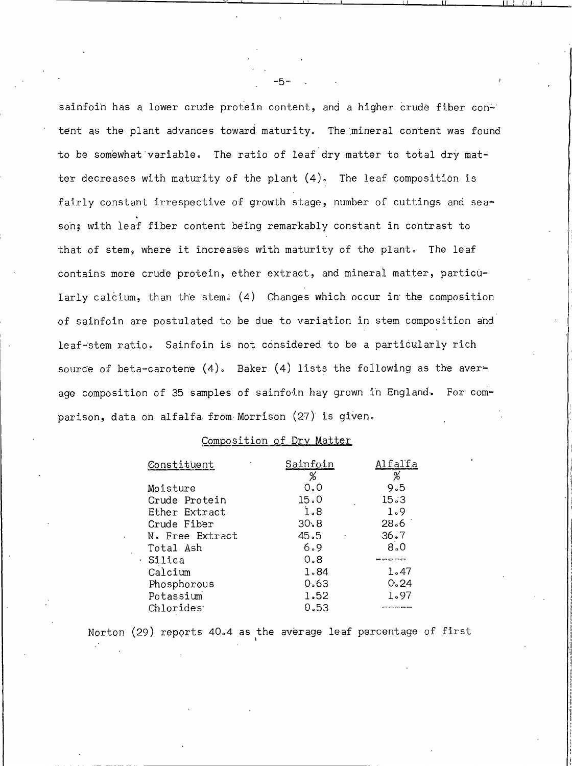sainfoin has a lower crude protein content, and a higher crude fiber content as the plant advances toward maturity. The mineral content was found to be somewhat variable. The ratio of leaf dry matter to total dry matter decreases with maturity of the plant (4). The leaf composition is fairly constant irrespective of growth stage, number of cuttings and season; with leaf fiber content being remarkably constant in contrast to that of stem, where it increases with maturity of the plant. The leaf contains more crude protein, ether extract, and mineral matter, particularly calcium, than the stem. (4) Changes which occur in the composition of sainfoin are postulated to be due to variation in stem composition and leaf-stem ratio. Sainfoin is not considered to be a particularly rich source of beta-carotene (4). Baker (4) lists the following as the average composition of 35 samples of sainfoin hay grown in England. For comparison, data on alfalfa from Morrison (27) is given.

Composition of Dry Matter

| Constituent | Sainfoin % | Alfalfa % |
|---|---|---|
| Moisture | 0.0 | 9.5 |
| Crude Protein | 15.0 | 15.3 |
| Ether Extract | 1.8 | 1.9 |
| Crude Fiber | 30.8 | 28.6 |
| N. Free Extract | 45.5 | 36.7 |
| Total Ash | 6.9 | 8.0 |
| Silica | 0.8 | ----- |
| Calcium | 1.84 | 1.47 |
| Phosphorous | 0.63 | 0.24 |
| Potassium | 1.52 | 1.97 |
| Chlorides | 0.53 | ----- |

Norton (29) reports 40.4 as the average leaf percentage of first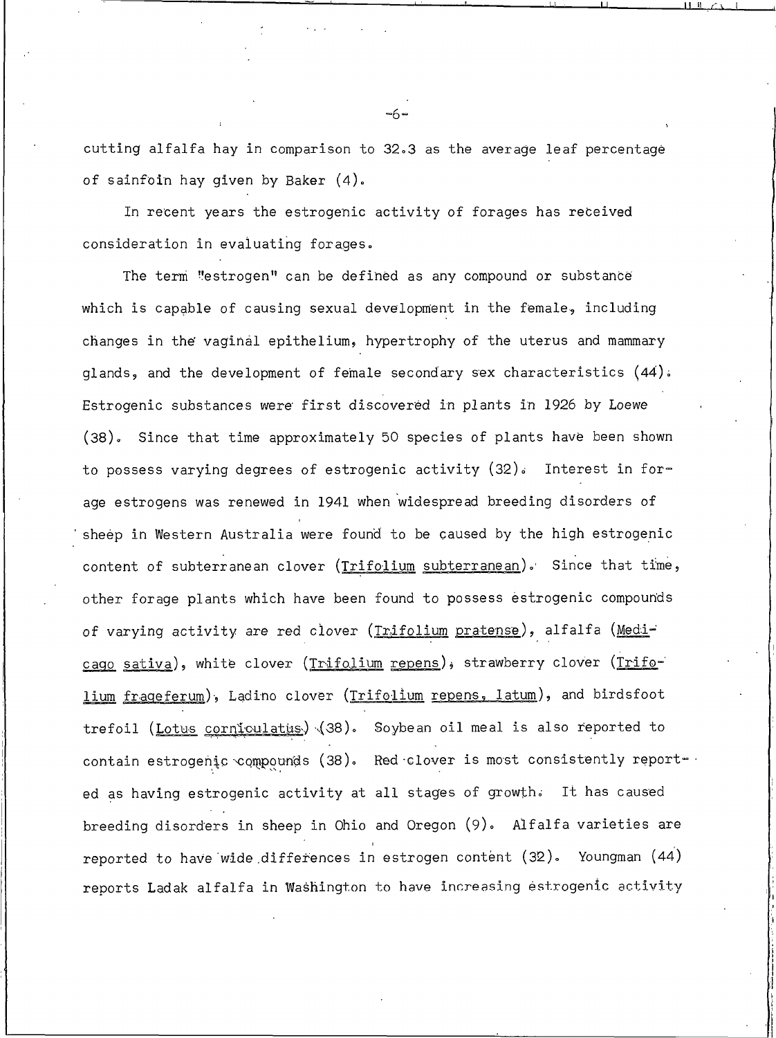cutting alfalfa hay in comparison to 32.3 as the average leaf percentage of sainfoin hay given by Baker (4).

In recent years the estrogenic activity of forages has received consideration in evaluating forages.

The term "estrogen" can be defined as any compound or substance which is capable of causing sexual development in the female, including changes in the vaginal epithelium, hypertrophy of the uterus and mammary glands, and the development of female secondary sex characteristics (44). Estrogenic substances were first discovered in plants in 1926 by Loewe (38). Since that time approximately 50 species of plants have been shown to possess varying degrees of estrogenic activity (32). Interest in forage estrogens was renewed in 1941 when widespread breeding disorders of sheep in Western Australia were found to be caused by the high estrogenic content of subterranean clover (_Trifolium subterranean_). Since that time, other forage plants which have been found to possess estrogenic compounds of varying activity are red clover (_Trifolium pratense_), alfalfa (_Medicago sativa_), white clover (_Trifolium repens_), strawberry clover (_Trifolium frageferum_), Ladino clover (_Trifolium repens, latum_), and birdsfoot trefoil (_Lotus corniculatus_) (38). Soybean oil meal is also reported to contain estrogenic compounds (38). Red clover is most consistently reported as having estrogenic activity at all stages of growth. It has caused breeding disorders in sheep in Ohio and Oregon (9). Alfalfa varieties are reported to have wide differences in estrogen content (32). Youngman (44) reports Ladak alfalfa in Washington to have increasing estrogenic activity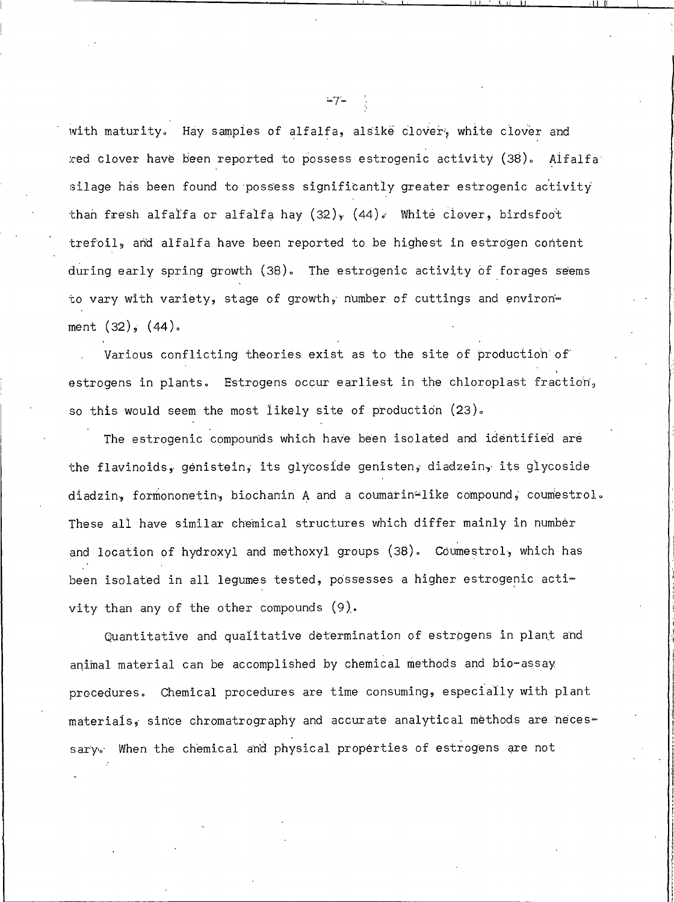with maturity. Hay samples of alfalfa, alsike clover, white clover and red clover have been reported to possess estrogenic activity (38). Alfalfa silage has been found to possess significantly greater estrogenic activity than fresh alfalfa or alfalfa hay (32), (44). White clover, birdsfoot trefoil, and alfalfa have been reported to be highest in estrogen content during early spring growth (38). The estrogenic activity of forages seems to vary with variety, stage of growth, number of cuttings and environment (32), (44).

Various conflicting theories exist as to the site of production of estrogens in plants. Estrogens occur earliest in the chloroplast fraction, so this would seem the most likely site of production (23).

The estrogenic compounds which have been isolated and identified are the flavinoids, genistein, its glycoside genisten, diadzein, its glycoside diadzin, formononetin, biochanin A and a coumarin-like compound, coumestrol. These all have similar chemical structures which differ mainly in number and location of hydroxyl and methoxyl groups (38). Coumestrol, which has been isolated in all legumes tested, possesses a higher estrogenic activity than any of the other compounds (9).

Quantitative and qualitative determination of estrogens in plant and animal material can be accomplished by chemical methods and bio-assay procedures. Chemical procedures are time consuming, especially with plant materials, since chromatrography and accurate analytical methods are necessary. When the chemical and physical properties of estrogens are not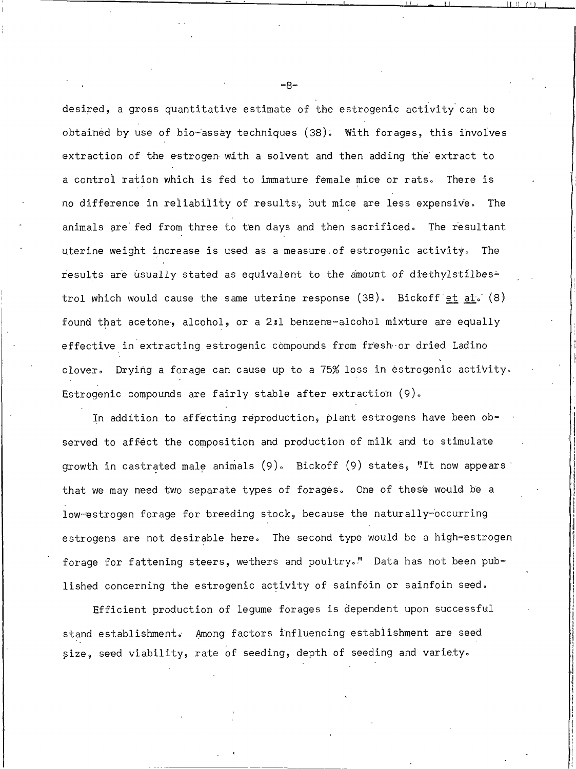desired, a gross quantitative estimate of the estrogenic activity can be obtained by use of bio-assay techniques (38). With forages, this involves extraction of the estrogen with a solvent and then adding the extract to a control ration which is fed to immature female mice or rats. There is no difference in reliability of results, but mice are less expensive. The animals are fed from three to ten days and then sacrificed. The resultant uterine weight increase is used as a measure of estrogenic activity. The results are usually stated as equivalent to the amount of diethylstilbestrol which would cause the same uterine response (38). Bickoff *et al.* (8) found that acetone, alcohol, or a 2:1 benzene-alcohol mixture are equally effective in extracting estrogenic compounds from fresh or dried Ladino clover. Drying a forage can cause up to a 75% loss in estrogenic activity. Estrogenic compounds are fairly stable after extraction (9).

In addition to affecting reproduction, plant estrogens have been observed to affect the composition and production of milk and to stimulate growth in castrated male animals (9). Bickoff (9) states, "It now appears that we may need two separate types of forages. One of these would be a low-estrogen forage for breeding stock, because the naturally-occurring estrogens are not desirable here. The second type would be a high-estrogen forage for fattening steers, wethers and poultry." Data has not been published concerning the estrogenic activity of sainfoin or sainfoin seed.

Efficient production of legume forages is dependent upon successful stand establishment. Among factors influencing establishment are seed size, seed viability, rate of seeding, depth of seeding and variety.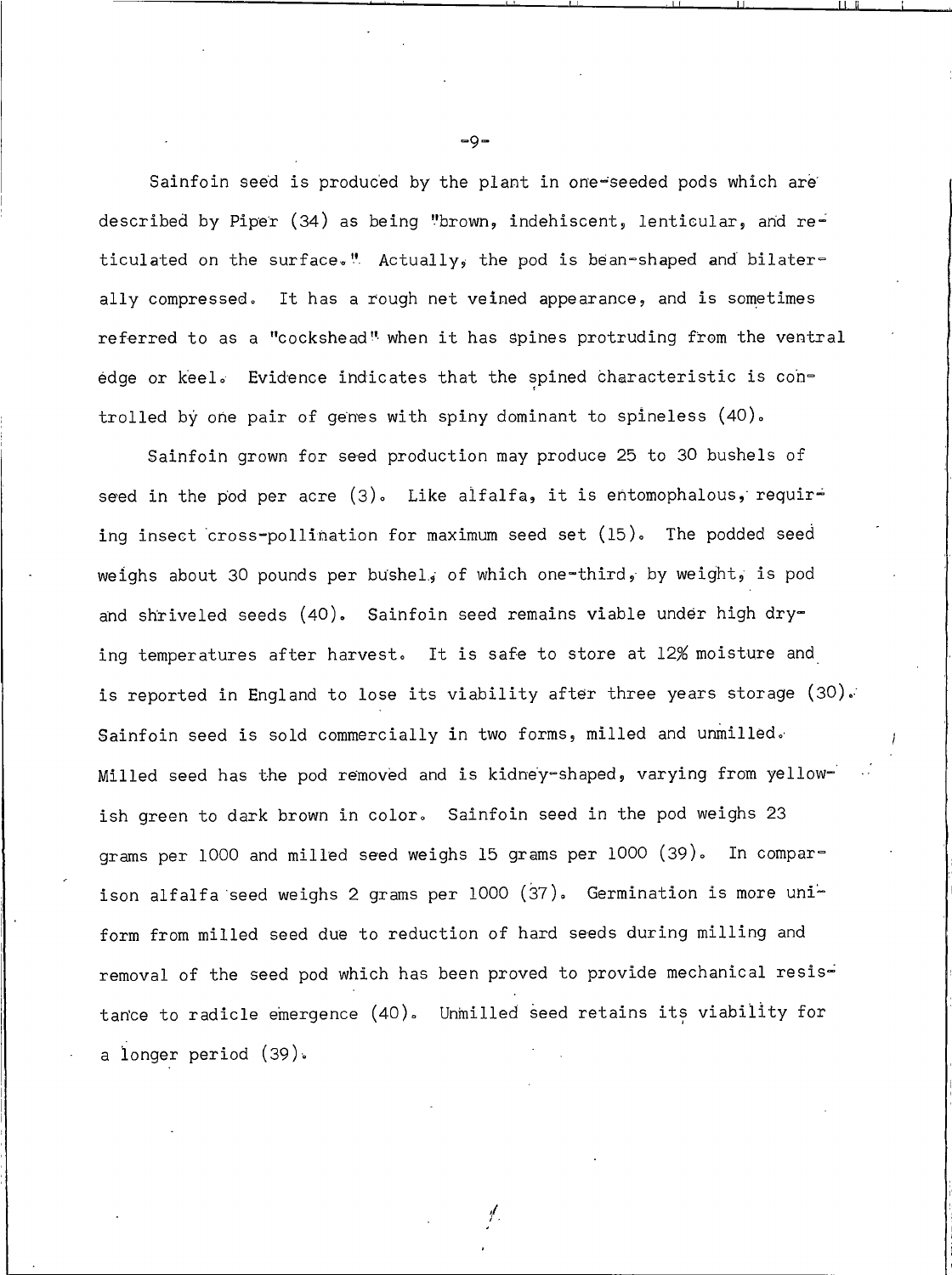Sainfoin seed is produced by the plant in one-seeded pods which are described by Piper (34) as being "brown, indehiscent, lenticular, and reticulated on the surface." Actually, the pod is bean-shaped and bilaterally compressed. It has a rough net veined appearance, and is sometimes referred to as a "cockshead" when it has spines protruding from the ventral edge or keel. Evidence indicates that the spined characteristic is controlled by one pair of genes with spiny dominant to spineless (40).

Sainfoin grown for seed production may produce 25 to 30 bushels of seed in the pod per acre (3). Like alfalfa, it is entomophalous, requiring insect cross-pollination for maximum seed set (15). The podded seed weighs about 30 pounds per bushel, of which one-third, by weight, is pod and shriveled seeds (40). Sainfoin seed remains viable under high drying temperatures after harvest. It is safe to store at 12% moisture and is reported in England to lose its viability after three years storage (30). Sainfoin seed is sold commercially in two forms, milled and unmilled. Milled seed has the pod removed and is kidney-shaped, varying from yellowish green to dark brown in color. Sainfoin seed in the pod weighs 23 grams per 1000 and milled seed weighs 15 grams per 1000 (39). In comparison alfalfa seed weighs 2 grams per 1000 (37). Germination is more uniform from milled seed due to reduction of hard seeds during milling and removal of the seed pod which has been proved to provide mechanical resistance to radicle emergence (40). Unmilled seed retains its viability for a longer period (39).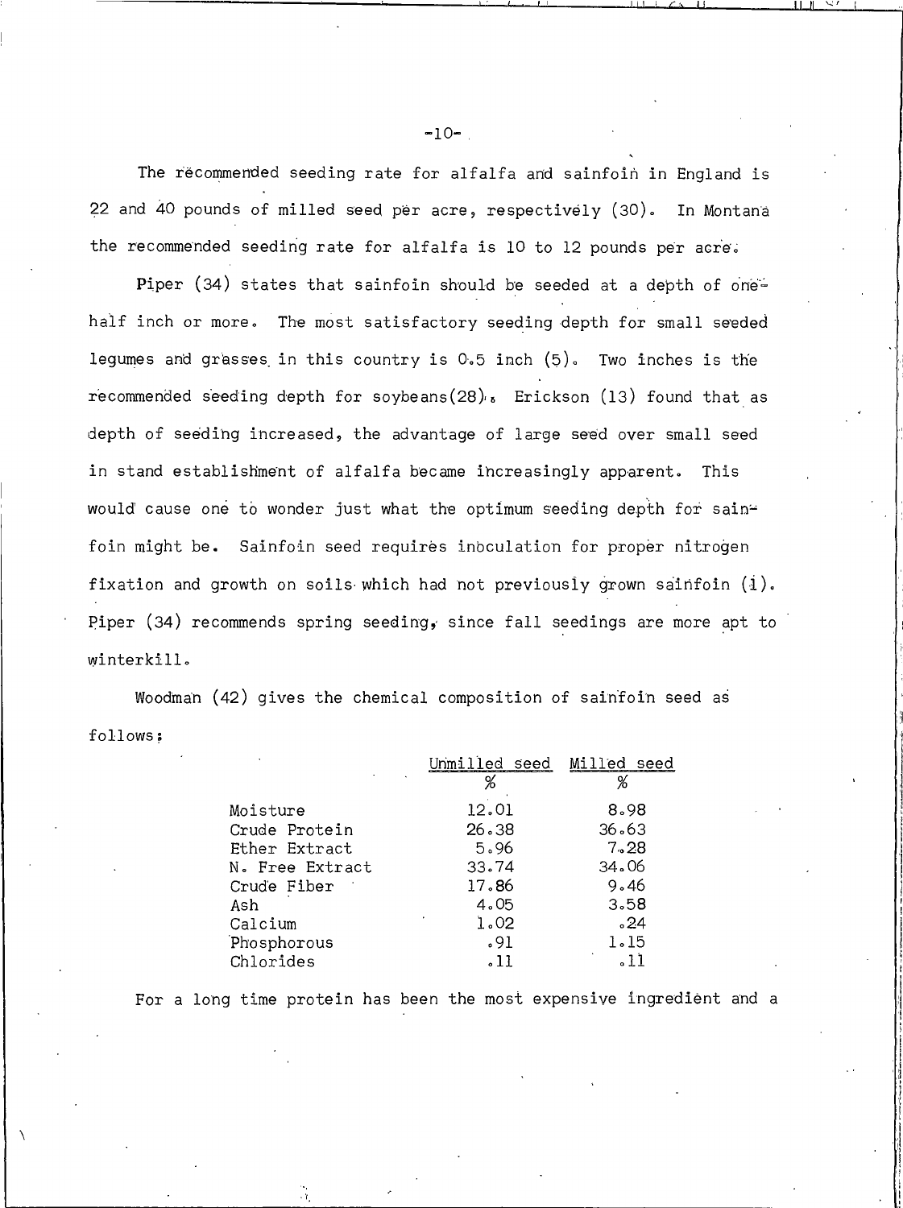The recommended seeding rate for alfalfa and sainfoin in England is 22 and 40 pounds of milled seed per acre, respectively (30). In Montana the recommended seeding rate for alfalfa is 10 to 12 pounds per acre.

Piper (34) states that sainfoin should be seeded at a depth of one-half inch or more. The most satisfactory seeding depth for small seeded legumes and grasses in this country is 0.5 inch (5). Two inches is the recommended seeding depth for soybeans(28). Erickson (13) found that as depth of seeding increased, the advantage of large seed over small seed in stand establishment of alfalfa became increasingly apparent. This would cause one to wonder just what the optimum seeding depth for sainfoin might be. Sainfoin seed requires inoculation for proper nitrogen fixation and growth on soils which had not previously grown sainfoin (1). Piper (34) recommends spring seeding, since fall seedings are more apt to winterkill.

Woodman (42) gives the chemical composition of sainfoin seed as follows:

| | Unmilled seed | Milled seed |
|---|---|---|
| | % | % |
| Moisture | 12.01 | 8.98 |
| Crude Protein | 26.38 | 36.63 |
| Ether Extract | 5.96 | 7.28 |
| N. Free Extract | 33.74 | 34.06 |
| Crude Fiber | 17.86 | 9.46 |
| Ash | 4.05 | 3.58 |
| Calcium | 1.02 | .24 |
| Phosphorous | .91 | 1.15 |
| Chlorides | .11 | .11 |

For a long time protein has been the most expensive ingredient and a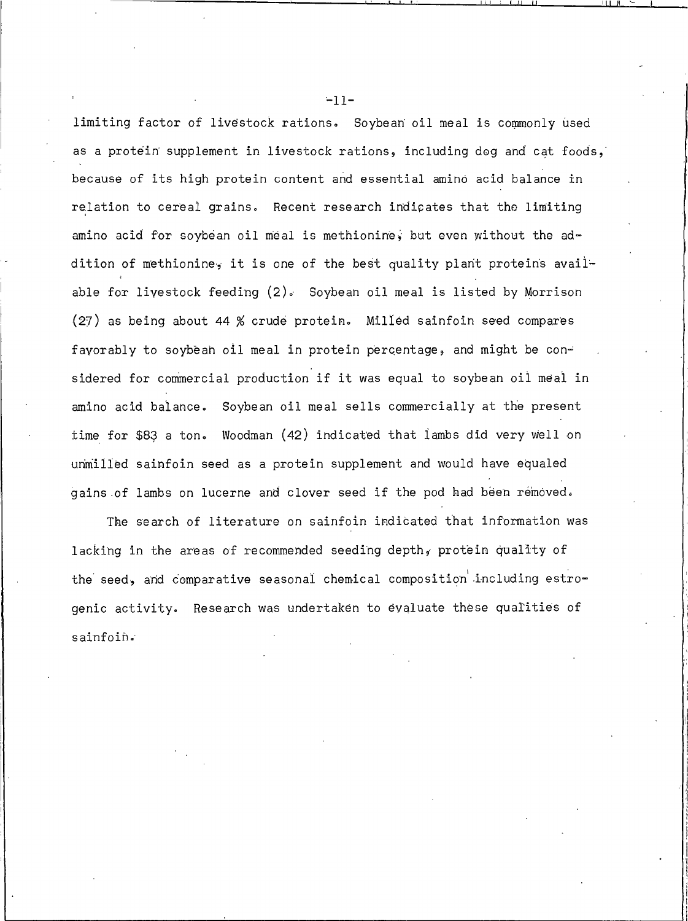limiting factor of livestock rations. Soybean oil meal is commonly used as a protein supplement in livestock rations, including dog and cat foods, because of its high protein content and essential amino acid balance in relation to cereal grains. Recent research indicates that the limiting amino acid for soybean oil meal is methionine, but even without the addition of methionine, it is one of the best quality plant proteins available for livestock feeding (2). Soybean oil meal is listed by Morrison (27) as being about 44 % crude protein. Milled sainfoin seed compares favorably to soybean oil meal in protein percentage, and might be considered for commercial production if it was equal to soybean oil meal in amino acid balance. Soybean oil meal sells commercially at the present time for $83 a ton. Woodman (42) indicated that lambs did very well on unmilled sainfoin seed as a protein supplement and would have equaled gains of lambs on lucerne and clover seed if the pod had been removed.

The search of literature on sainfoin indicated that information was lacking in the areas of recommended seeding depth, protein quality of the seed, and comparative seasonal chemical composition including estrogenic activity. Research was undertaken to evaluate these qualities of sainfoin.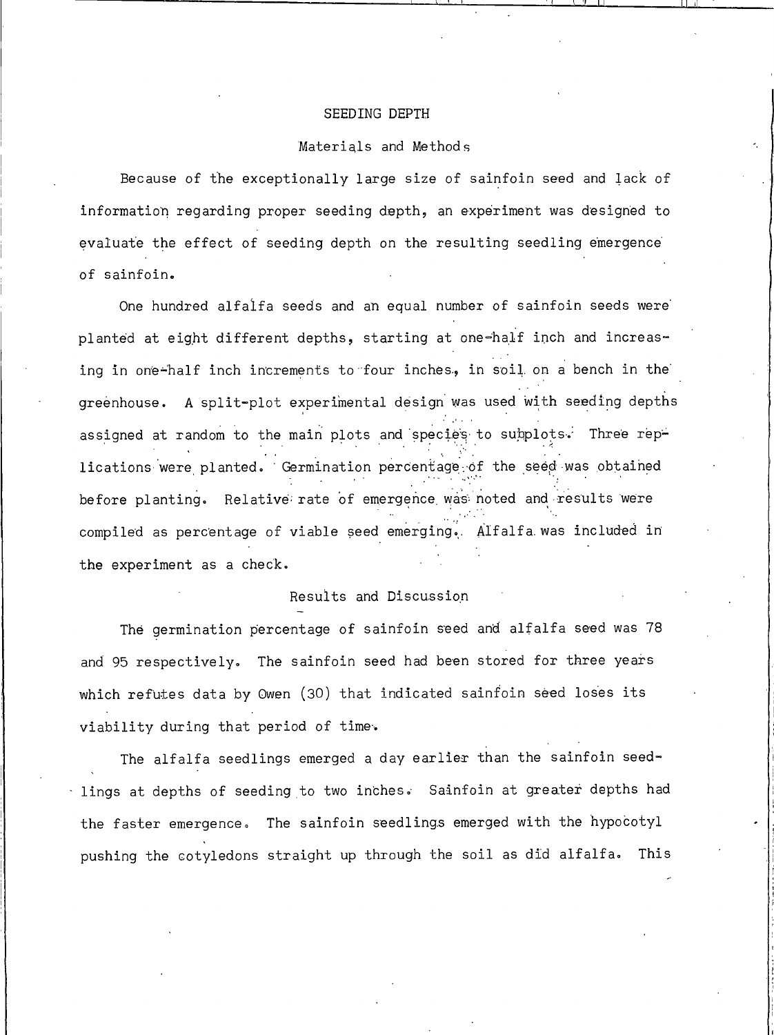## SEEDING DEPTH

### Materials and Methods

Because of the exceptionally large size of sainfoin seed and lack of information regarding proper seeding depth, an experiment was designed to evaluate the effect of seeding depth on the resulting seedling emergence of sainfoin.

One hundred alfalfa seeds and an equal number of sainfoin seeds were planted at eight different depths, starting at one-half inch and increasing in one-half inch increments to four inches, in soil on a bench in the greenhouse. A split-plot experimental design was used with seeding depths assigned at random to the main plots and species to subplots. Three replications were planted. Germination percentage of the seed was obtained before planting. Relative rate of emergence was noted and results were compiled as percentage of viable seed emerging. Alfalfa was included in the experiment as a check.

### Results and Discussion

The germination percentage of sainfoin seed and alfalfa seed was 78 and 95 respectively. The sainfoin seed had been stored for three years which refutes data by Owen (30) that indicated sainfoin seed loses its viability during that period of time.

The alfalfa seedlings emerged a day earlier than the sainfoin seedlings at depths of seeding to two inches. Sainfoin at greater depths had the faster emergence. The sainfoin seedlings emerged with the hypocotyl pushing the cotyledons straight up through the soil as did alfalfa. This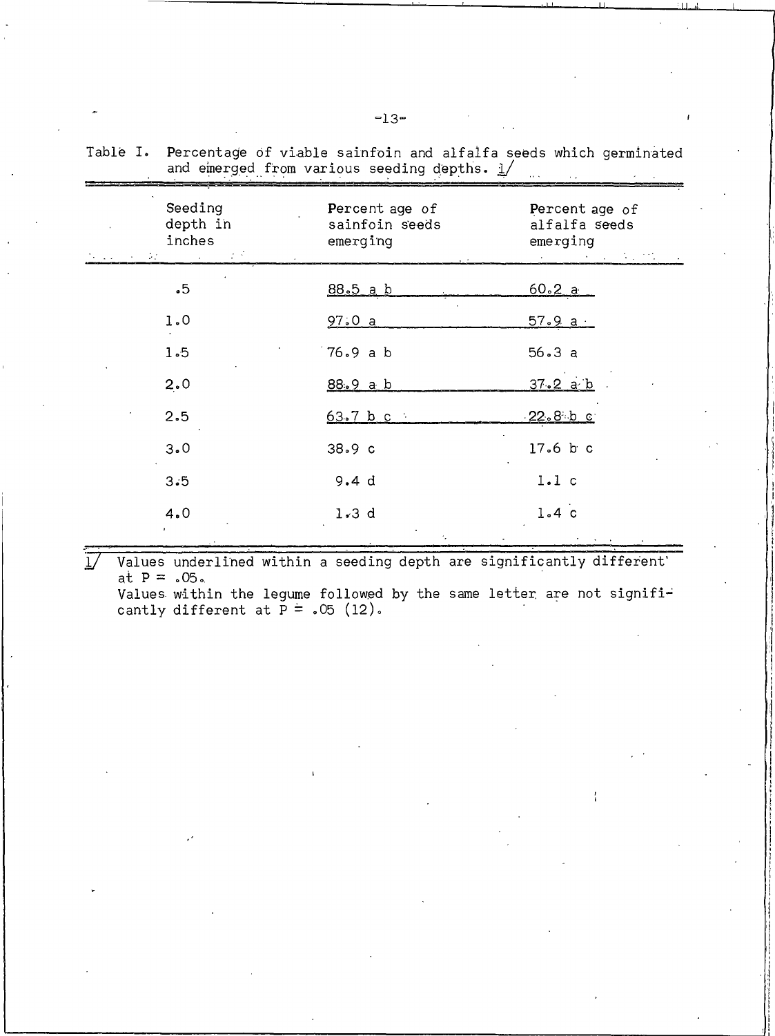Table I. Percentage of viable sainfoin and alfalfa seeds which germinated and emerged from various seeding depths. 1/

| Seeding depth in inches | Percent age of sainfoin seeds emerging | Percent age of alfalfa seeds emerging |
|---|---|---|
| .5 | <u>88.5 a b</u> | <u>60.2 a</u> |
| 1.0 | <u>97.0 a</u> | <u>57.9 a</u> |
| 1.5 | 76.9 a b | 56.3 a |
| 2.0 | <u>88.9 a b</u> | <u>37.2 a b</u> |
| 2.5 | <u>63.7 b c</u> | <u>22.8 b c</u> |
| 3.0 | 38.9 c | 17.6 b c |
| 3.5 | 9.4 d | 1.1 c |
| 4.0 | 1.3 d | 1.4 c |

1/ Values underlined within a seeding depth are significantly different at P = .05.
Values within the legume followed by the same letter are not significantly different at P = .05 (12).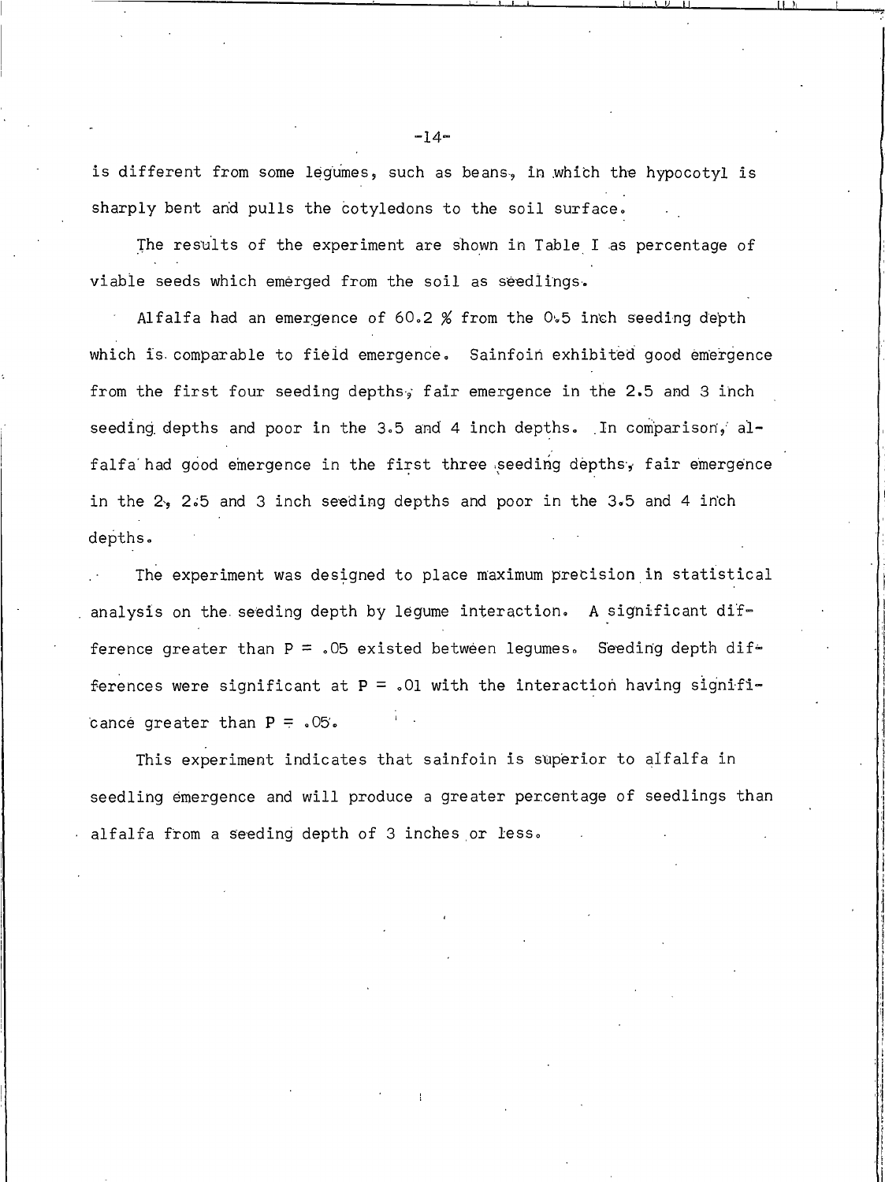is different from some legumes, such as beans, in which the hypocotyl is sharply bent and pulls the cotyledons to the soil surface.

The results of the experiment are shown in Table I as percentage of viable seeds which emerged from the soil as seedlings.

Alfalfa had an emergence of 60.2 % from the 0.5 inch seeding depth which is comparable to field emergence. Sainfoin exhibited good emergence from the first four seeding depths, fair emergence in the 2.5 and 3 inch seeding depths and poor in the 3.5 and 4 inch depths. In comparison, alfalfa had good emergence in the first three seeding depths, fair emergence in the 2, 2.5 and 3 inch seeding depths and poor in the 3.5 and 4 inch depths.

The experiment was designed to place maximum precision in statistical analysis on the seeding depth by legume interaction. A significant difference greater than $P = .05$ existed between legumes. Seeding depth differences were significant at $P = .01$ with the interaction having significance greater than $P = .05$.

This experiment indicates that sainfoin is superior to alfalfa in seedling emergence and will produce a greater percentage of seedlings than alfalfa from a seeding depth of 3 inches or less.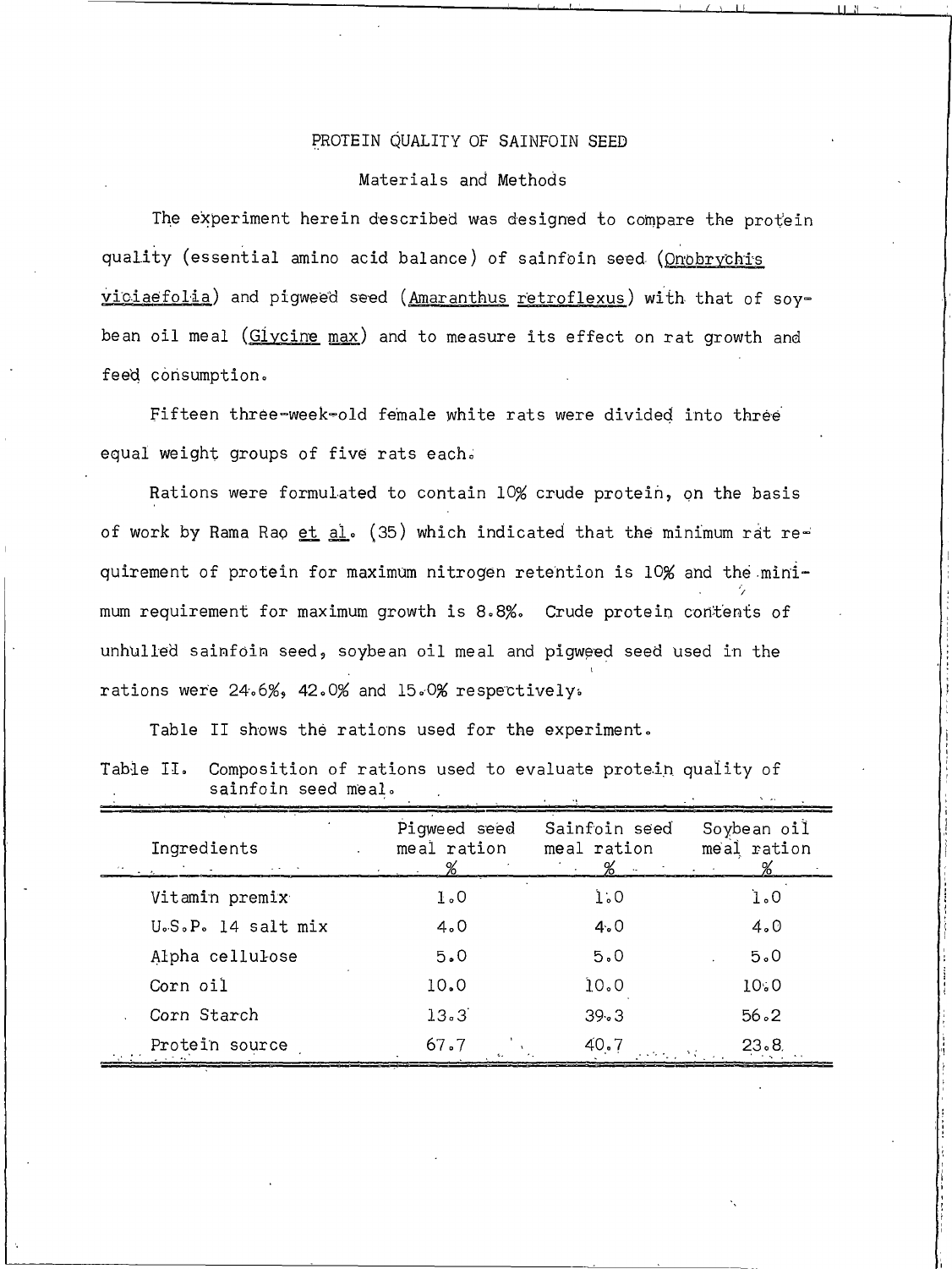## PROTEIN QUALITY OF SAINFOIN SEED

### Materials and Methods

The experiment herein described was designed to compare the protein quality (essential amino acid balance) of sainfoin seed (Onobrychis viciaefolia) and pigweed seed (Amaranthus retroflexus) with that of soybean oil meal (Glycine max) and to measure its effect on rat growth and feed consumption.

Fifteen three-week-old female white rats were divided into three equal weight groups of five rats each.

Rations were formulated to contain 10% crude protein, on the basis of work by Rama Rao et al. (35) which indicated that the minimum rat requirement of protein for maximum nitrogen retention is 10% and the minimum requirement for maximum growth is 8.8%. Crude protein contents of unhulled sainfoin seed, soybean oil meal and pigweed seed used in the rations were 24.6%, 42.0% and 15.0% respectively.

Table II shows the rations used for the experiment.

Table II. Composition of rations used to evaluate protein quality of sainfoin seed meal.

| Ingredients | Pigweed seed meal ration % | Sainfoin seed meal ration % | Soybean oil meal ration % |
|---|---|---|---|
| Vitamin premix | 1.0 | 1.0 | 1.0 |
| U.S.P. 14 salt mix | 4.0 | 4.0 | 4.0 |
| Alpha cellulose | 5.0 | 5.0 | 5.0 |
| Corn oil | 10.0 | 10.0 | 10.0 |
| Corn Starch | 13.3 | 39.3 | 56.2 |
| Protein source | 67.7 | 40.7 | 23.8 |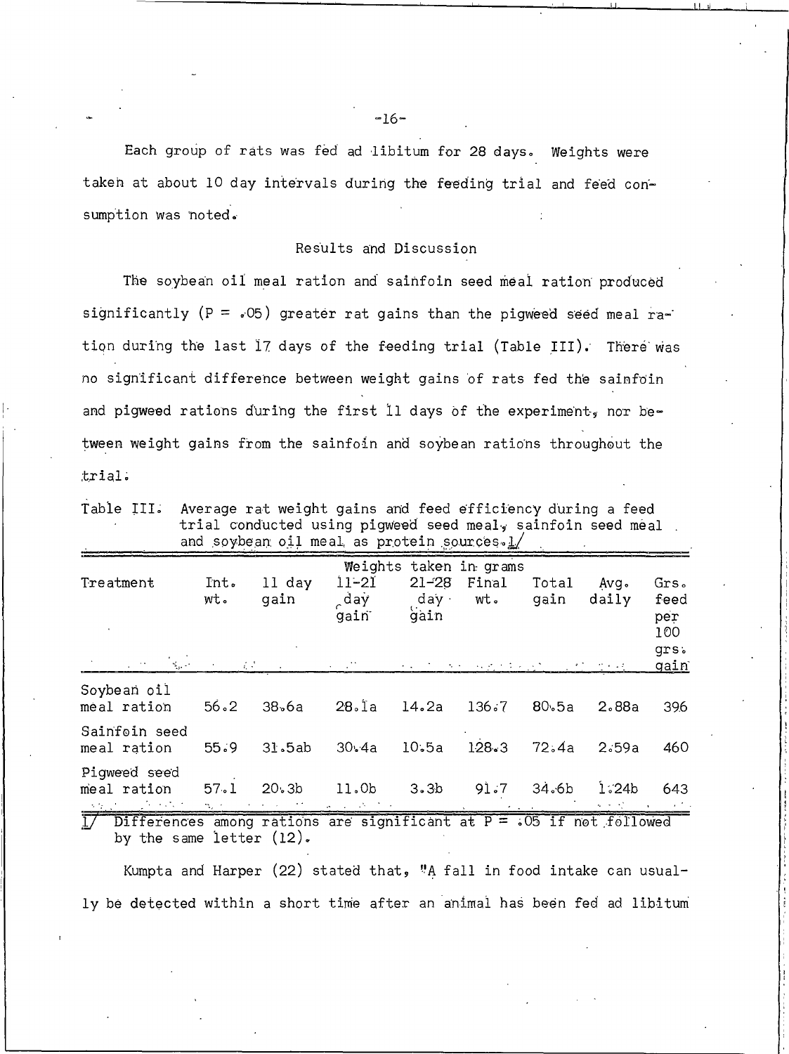Each group of rats was fed ad libitum for 28 days. Weights were taken at about 10 day intervals during the feeding trial and feed consumption was noted.

## Results and Discussion

The soybean oil meal ration and sainfoin seed meal ration produced significantly ($P = .05$) greater rat gains than the pigweed seed meal ration during the last 17 days of the feeding trial (Table III). There was no significant difference between weight gains of rats fed the sainfoin and pigweed rations during the first 11 days of the experiment, nor between weight gains from the sainfoin and soybean rations throughout the trial.

Table III. Average rat weight gains and feed efficiency during a feed trial conducted using pigweed seed meal, sainfoin seed meal and soybean oil meal as protein sources.[1]

| Treatment | Weights taken in grams | | | | | | | |
|---|---|---|---|---|---|---|---|---|
| | Int. wt. | 11 day gain | 11-21 day gain | 21-28 day gain | Final wt. | Total gain | Avg. daily | Grs. feed per 100 grs. gain |
| Soybean oil meal ration | 56.2 | 38.6a | 28.1a | 14.2a | 136.7 | 80.5a | 2.88a | 396 |
| Sainfoin seed meal ration | 55.9 | 31.5ab | 30.4a | 10.5a | 128.3 | 72.4a | 2.59a | 460 |
| Pigweed seed meal ration | 57.1 | 20.3b | 11.0b | 3.3b | 91.7 | 34.6b | 1.24b | 643 |

[1] Differences among rations are significant at $P = .05$ if not followed by the same letter (12).

Kumpta and Harper (22) stated that, "A fall in food intake can usually be detected within a short time after an animal has been fed ad libitum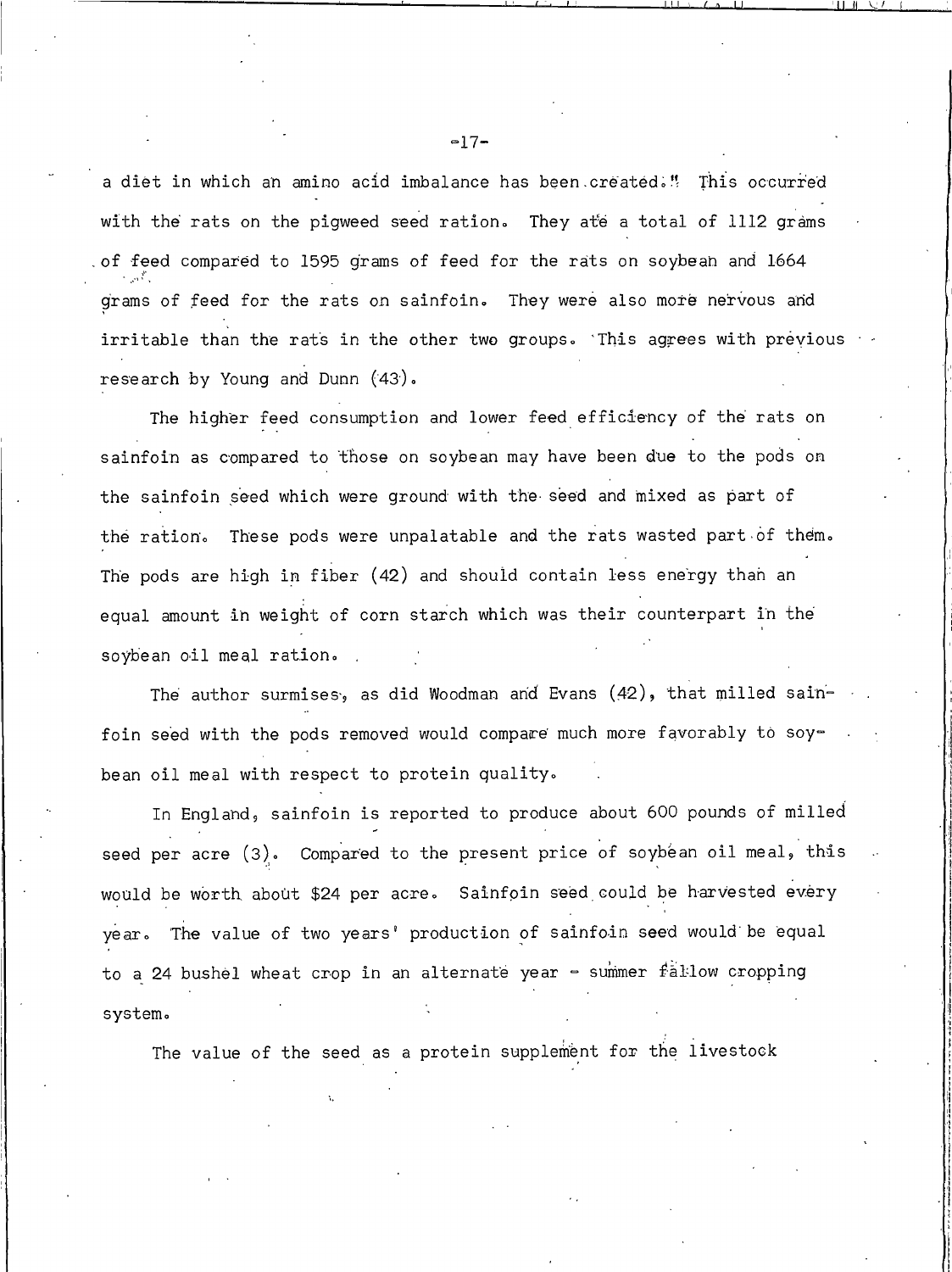a diet in which an amino acid imbalance has been created." This occurred with the rats on the pigweed seed ration. They ate a total of 1112 grams of feed compared to 1595 grams of feed for the rats on soybean and 1664 grams of feed for the rats on sainfoin. They were also more nervous and irritable than the rats in the other two groups. This agrees with previous research by Young and Dunn (43).

The higher feed consumption and lower feed efficiency of the rats on sainfoin as compared to those on soybean may have been due to the pods on the sainfoin seed which were ground with the seed and mixed as part of the ration. These pods were unpalatable and the rats wasted part of them. The pods are high in fiber (42) and should contain less energy than an equal amount in weight of corn starch which was their counterpart in the soybean oil meal ration.

The author surmises, as did Woodman and Evans (42), that milled sainfoin seed with the pods removed would compare much more favorably to soybean oil meal with respect to protein quality.

In England, sainfoin is reported to produce about 600 pounds of milled seed per acre (3). Compared to the present price of soybean oil meal, this would be worth about $24 per acre. Sainfoin seed could be harvested every year. The value of two years' production of sainfoin seed would be equal to a 24 bushel wheat crop in an alternate year - summer fallow cropping system.

The value of the seed as a protein supplement for the livestock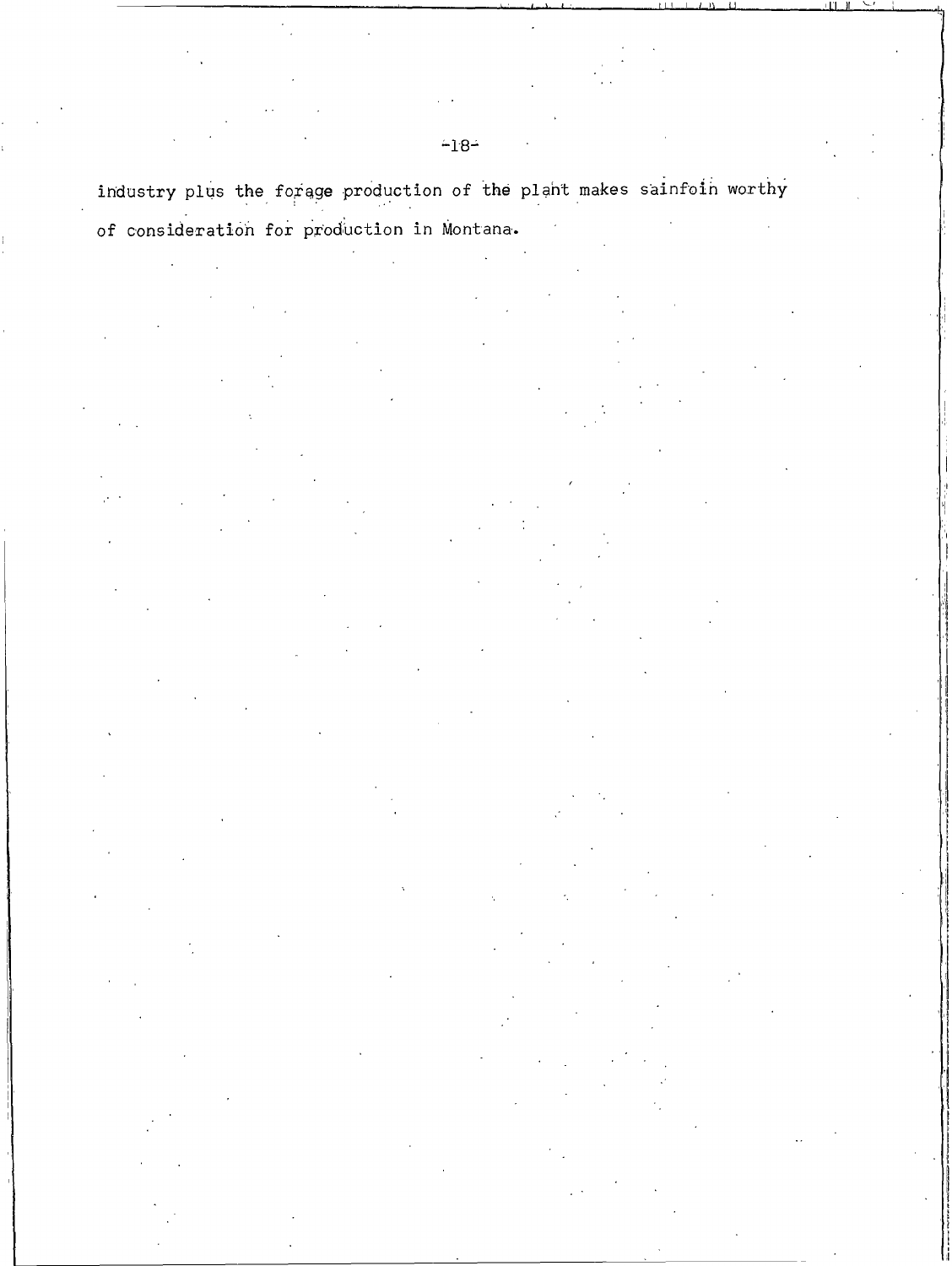industry plus the forage production of the plant makes sainfoin worthy of consideration for production in Montana.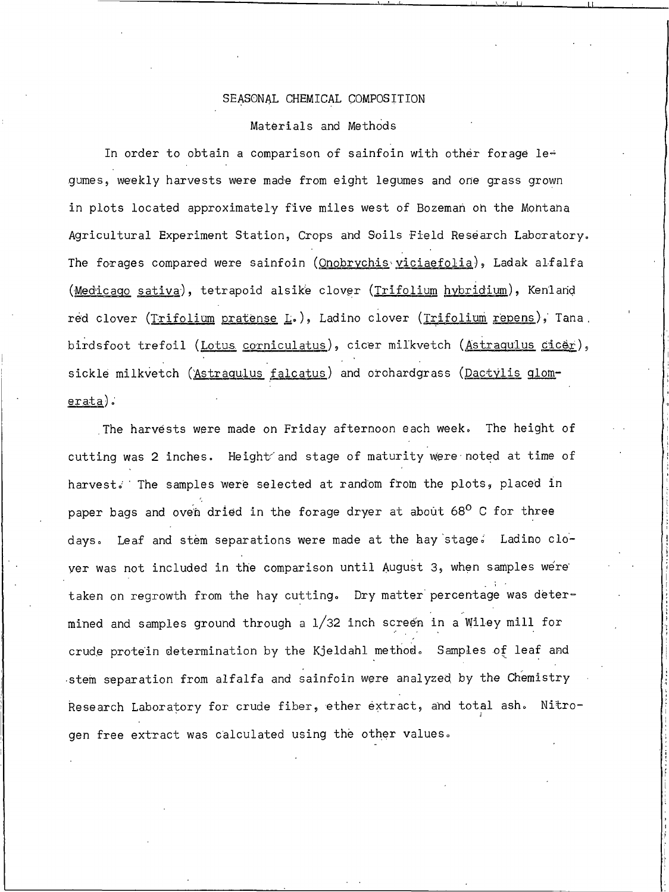## SEASONAL CHEMICAL COMPOSITION

### Materials and Methods

In order to obtain a comparison of sainfoin with other forage legumes, weekly harvests were made from eight legumes and one grass grown in plots located approximately five miles west of Bozeman on the Montana Agricultural Experiment Station, Crops and Soils Field Research Laboratory. The forages compared were sainfoin (*Onobrychis viciaefolia*), Ladak alfalfa (*Medicago sativa*), tetrapoid alsike clover (*Trifolium hybridium*), Kenland red clover (*Trifolium pratense L.*), Ladino clover (*Trifolium repens*), Tana birdsfoot trefoil (*Lotus corniculatus*), cicer milkvetch (*Astragulus cicer*), sickle milkvetch (*Astragulus falcatus*) and orchardgrass (*Dactylis glomerata*).

The harvests were made on Friday afternoon each week. The height of cutting was 2 inches. Height and stage of maturity were noted at time of harvest. The samples were selected at random from the plots, placed in paper bags and oven dried in the forage dryer at about $68^{\circ}$ C for three days. Leaf and stem separations were made at the hay stage. Ladino clover was not included in the comparison until August 3, when samples were taken on regrowth from the hay cutting. Dry matter percentage was determined and samples ground through a 1/32 inch screen in a Wiley mill for crude protein determination by the Kjeldahl method. Samples of leaf and stem separation from alfalfa and sainfoin were analyzed by the Chemistry Research Laboratory for crude fiber, ether extract, and total ash. Nitrogen free extract was calculated using the other values.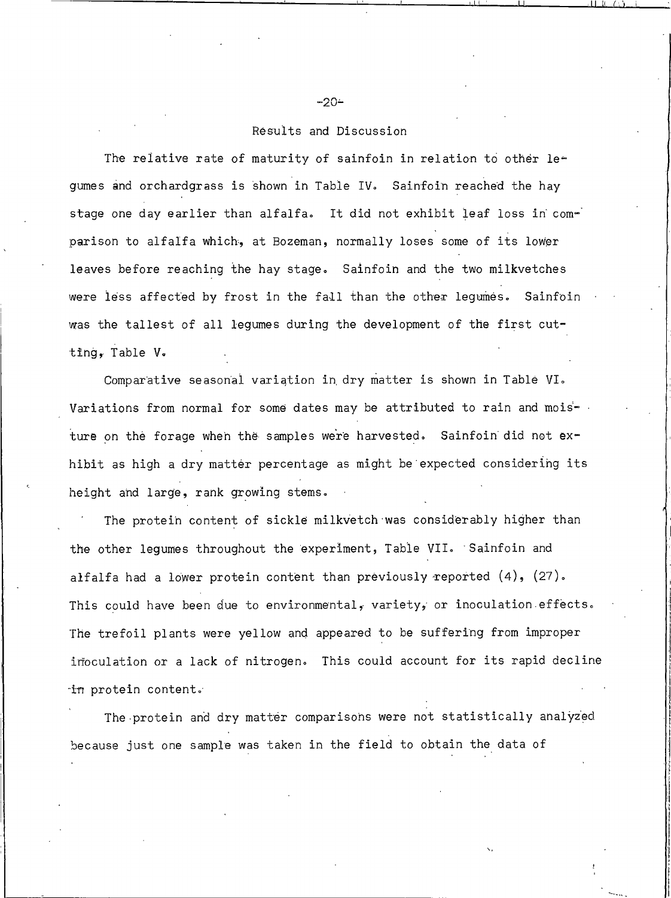## Results and Discussion

The relative rate of maturity of sainfoin in relation to other legumes and orchardgrass is shown in Table IV. Sainfoin reached the hay stage one day earlier than alfalfa. It did not exhibit leaf loss in comparison to alfalfa which, at Bozeman, normally loses some of its lower leaves before reaching the hay stage. Sainfoin and the two milkvetches were less affected by frost in the fall than the other legumes. Sainfoin was the tallest of all legumes during the development of the first cutting, Table V.

Comparative seasonal variation in dry matter is shown in Table VI. Variations from normal for some dates may be attributed to rain and moisture on the forage when the samples were harvested. Sainfoin did not exhibit as high a dry matter percentage as might be expected considering its height and large, rank growing stems.

The protein content of sickle milkvetch was considerably higher than the other legumes throughout the experiment, Table VII. Sainfoin and alfalfa had a lower protein content than previously reported (4), (27). This could have been due to environmental, variety, or inoculation effects. The trefoil plants were yellow and appeared to be suffering from improper inoculation or a lack of nitrogen. This could account for its rapid decline in protein content.

The protein and dry matter comparisons were not statistically analyzed because just one sample was taken in the field to obtain the data of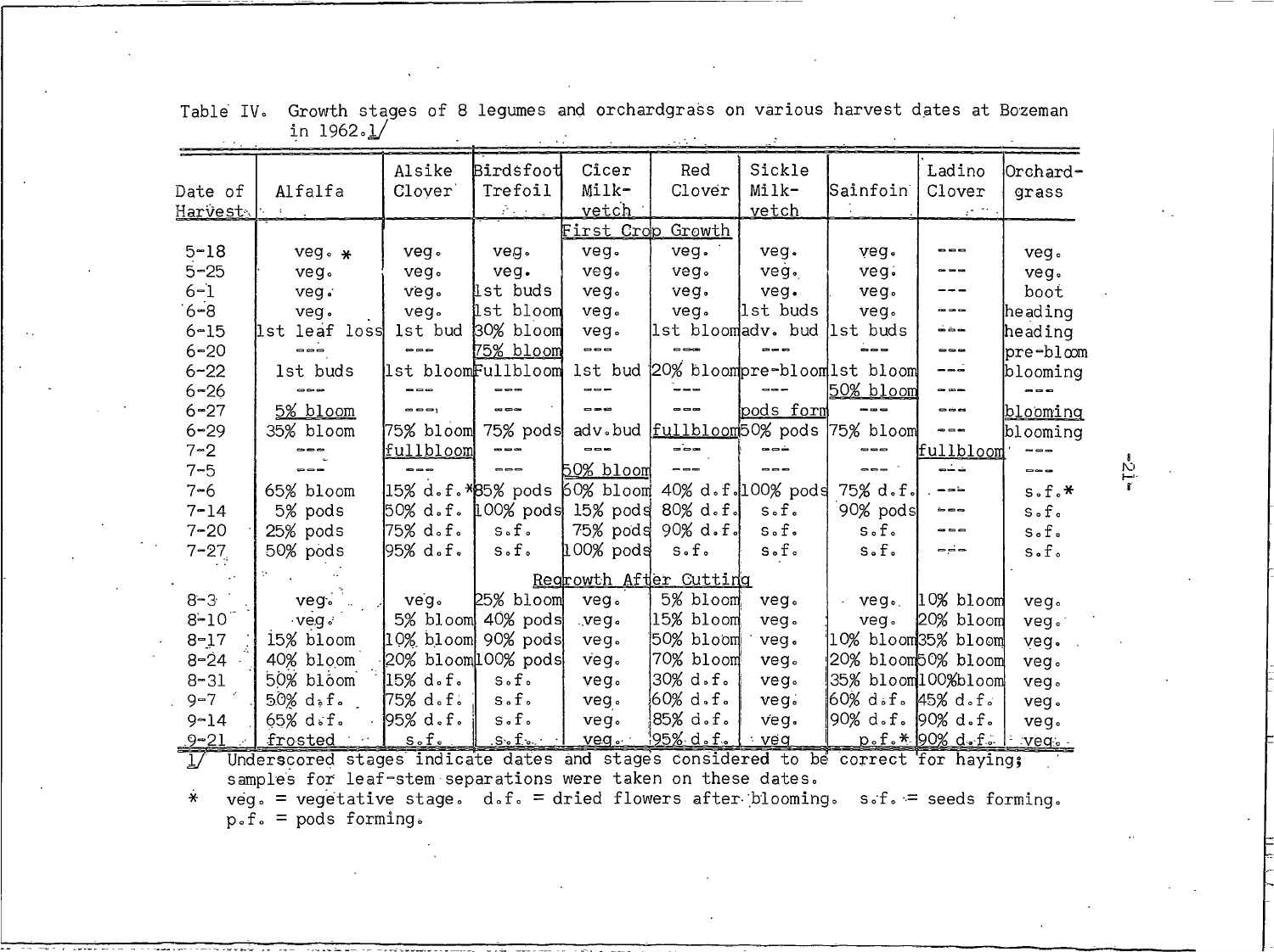Table IV. Growth stages of 8 legumes and orchardgrass on various harvest dates at Bozeman in 1962.1/

| Date of Harvest | Alfalfa | Alsike Clover | Birdsfoot Trefoil | Cicer Milk-vetch | Red Clover | Sickle Milk-vetch | Sainfoin | Ladino Clover | Orchard-grass |
|---|---|---|---|---|---|---|---|---|---|
| | | | | First Crop Growth | | | | | |
| 5-18 | veg. * | veg. | veg. | veg. | veg. | veg. | veg. | --- | veg. |
| 5-25 | veg. | veg. | veg. | veg. | veg. | veg. | veg. | --- | veg. |
| 6-1 | veg. | veg. | 1st buds | veg. | veg. | veg. | veg. | --- | boot |
| 6-8 | veg. | veg. | 1st bloom | veg. | veg. | 1st buds | veg. | --- | heading |
| 6-15 | 1st leaf loss | 1st bud | 30% bloom | veg. | 1st bloom | adv. bud | 1st buds | --- | heading |
| 6-20 | --- | --- | 75% bloom | --- | --- | --- | --- | --- | pre-bloom |
| 6-22 | 1st buds | 1st bloom | Fullbloom | 1st bud | 20% bloom | pre-bloom | 1st bloom | --- | blooming |
| 6-26 | --- | --- | --- | --- | --- | --- | 50% bloom | --- | --- |
| 6-27 | 5% bloom | --- | --- | --- | --- | pods form | --- | --- | blooming |
| 6-29 | 35% bloom | 75% bloom | 75% pods | adv. bud | fullbloom | 50% pods | 75% bloom | --- | blooming |
| 7-2 | --- | fullbloom | --- | --- | --- | --- | --- | fullbloom | --- |
| 7-5 | --- | --- | --- | 50% bloom | --- | --- | --- | --- | --- |
| 7-6 | 65% bloom | 15% d.f.* | 85% pods | 60% bloom | 40% d.f. | 100% pods | 75% d.f. | --- | s.f.* |
| 7-14 | 5% pods | 50% d.f. | 100% pods | 15% pods | 80% d.f. | s.f. | 90% pods | --- | s.f. |
| 7-20 | 25% pods | 75% d.f. | s.f. | 75% pods | 90% d.f. | s.f. | s.f. | --- | s.f. |
| 7-27 | 50% pods | 95% d.f. | s.f. | 100% pods | s.f. | s.f. | s.f. | --- | s.f. |
| | | | | Regrowth After Cutting | | | | | |
| 8-3 | veg. | veg. | 25% bloom | veg. | 5% bloom | veg. | veg. | 10% bloom | veg. |
| 8-10 | veg. | 5% bloom | 40% pods | veg. | 15% bloom | veg. | veg. | 20% bloom | veg. |
| 8-17 | 15% bloom | 10% bloom | 90% pods | veg. | 50% bloom | veg. | 10% bloom | 35% bloom | veg. |
| 8-24 | 40% bloom | 20% bloom | 100% pods | veg. | 70% bloom | veg. | 20% bloom | 50% bloom | veg. |
| 8-31 | 50% bloom | 15% d.f. | s.f. | veg. | 30% d.f. | veg. | 35% bloom | 100% bloom | veg. |
| 9-7 | 50% d.f. | 75% d.f. | s.f. | veg. | 60% d.f. | veg. | 60% d.f. | 45% d.f. | veg. |
| 9-14 | 65% d.f. | 95% d.f. | s.f. | veg. | 85% d.f. | veg. | 90% d.f. | 90% d.f. | veg. |
| 9-21 | frosted | s.f. | s.f. | veg. | 95% d.f. | veg | p.f.* | 90% d.f. | veg. |

1/ Underscored stages indicate dates and stages considered to be correct for haying; samples for leaf-stem separations were taken on these dates.

\* veg. = vegetative stage. d.f. = dried flowers after blooming. s.f. = seeds forming. p.f. = pods forming.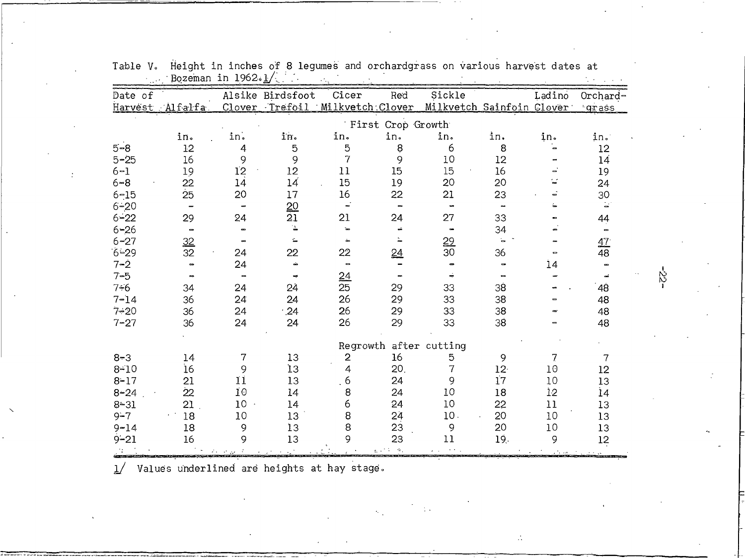Table V. Height in inches of 8 legumes and orchardgrass on various harvest dates at Bozeman in 1962.1/

| Date of Harvest | Alfalfa | Alsike Clover | Birdsfoot Trefoil | Cicer Milkvetch | Red Clover | Sickle Milkvetch | Sainfoin | Ladino Clover | Orchard-grass |
|---|---|---|---|---|---|---|---|---|---|
| | | | | First Crop Growth | | | | | |
| | in. | in. | in. | in. | in. | in. | in. | in. | in. |
| 5-8 | 12 | 4 | 5 | 5 | 8 | 6 | 8 | - | 12 |
| 5-25 | 16 | 9 | 9 | 7 | 9 | 10 | 12 | - | 14 |
| 6-1 | 19 | 12 | 12 | 11 | 15 | 15 | 16 | - | 19 |
| 6-8 | 22 | 14 | 14 | 15 | 19 | 20 | 20 | - | 24 |
| 6-15 | 25 | 20 | 17 | 16 | 22 | 21 | 23 | - | 30 |
| 6-20 | - | - | <u>20</u> | - | - | - | - | - | - |
| 6-22 | 29 | 24 | 21 | 21 | 24 | 27 | 33 | - | 44 |
| 6-26 | - | - | - | - | - | - | 34 | - | - |
| 6-27 | <u>32</u> | - | - | - | - | <u>29</u> | - | - | <u>47</u> |
| 6-29 | 32 | 24 | 22 | 22 | <u>24</u> | 30 | 36 | - | 48 |
| 7-2 | - | 24 | - | - | - | - | - | 14 | - |
| 7-5 | - | - | - | <u>24</u> | - | - | - | - | - |
| 7-6 | 34 | 24 | 24 | 25 | 29 | 33 | 38 | - | 48 |
| 7-14 | 36 | 24 | 24 | 26 | 29 | 33 | 38 | - | 48 |
| 7-20 | 36 | 24 | 24 | 26 | 29 | 33 | 38 | - | 48 |
| 7-27 | 36 | 24 | 24 | 26 | 29 | 33 | 38 | - | 48 |
| | | | | Regrowth after cutting | | | | | |
| 8-3 | 14 | 7 | 13 | 2 | 16 | 5 | 9 | 7 | 7 |
| 8-10 | 16 | 9 | 13 | 4 | 20 | 7 | 12 | 10 | 12 |
| 8-17 | 21 | 11 | 13 | 6 | 24 | 9 | 17 | 10 | 13 |
| 8-24 | 22 | 10 | 14 | 8 | 24 | 10 | 18 | 12 | 14 |
| 8-31 | 21 | 10 | 14 | 6 | 24 | 10 | 22 | 11 | 13 |
| 9-7 | 18 | 10 | 13 | 8 | 24 | 10 | 20 | 10 | 13 |
| 9-14 | 18 | 9 | 13 | 8 | 23 | 9 | 20 | 10 | 13 |
| 9-21 | 16 | 9 | 13 | 9 | 23 | 11 | 19 | 9 | 12 |

1/ Values underlined are heights at hay stage.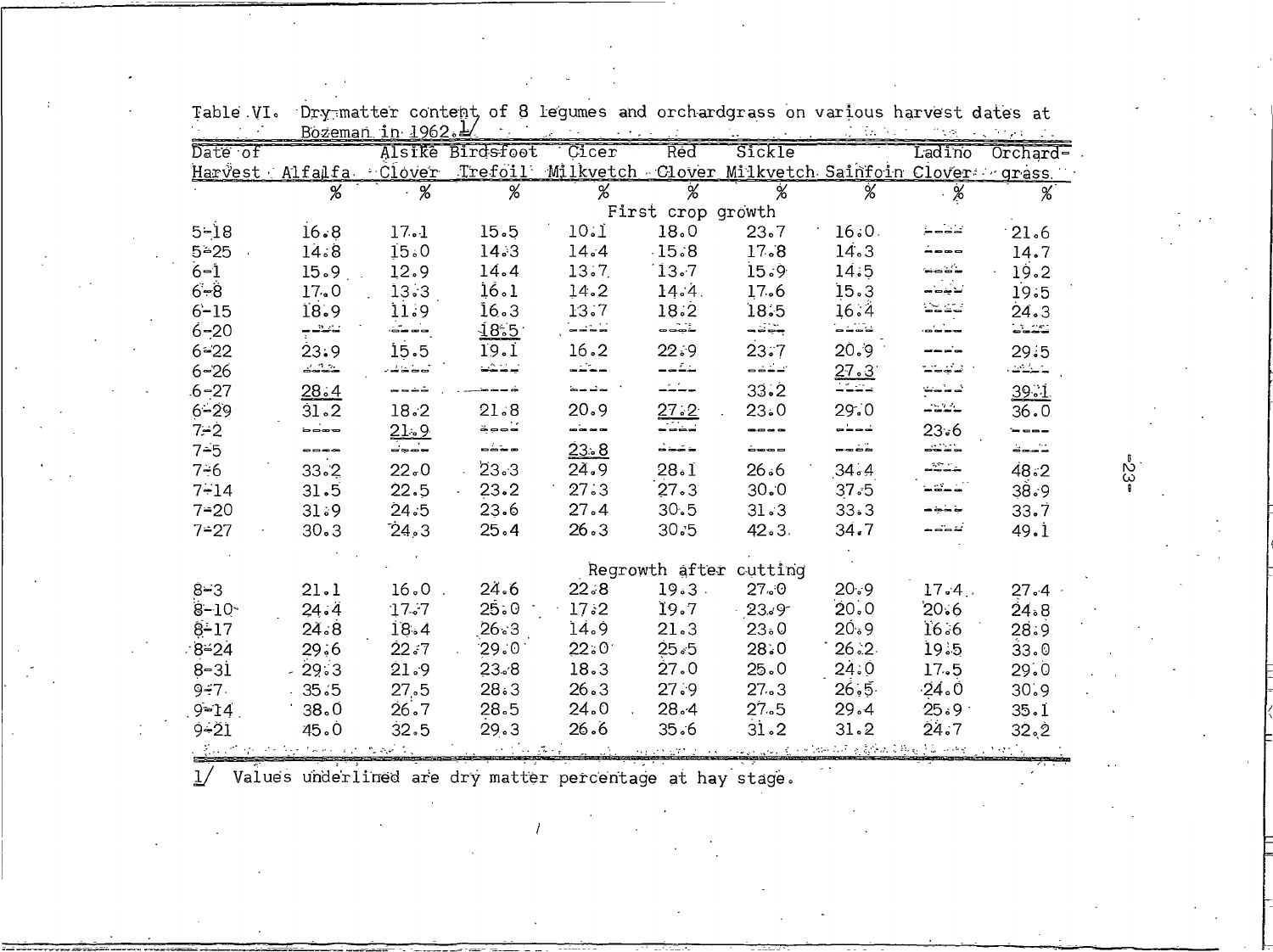Table VI. Dry-matter content of 8 legumes and orchardgrass on various harvest dates at Bozeman in 1962.[1/]

| Date of Harvest | Alfalfa | Alsike Clover | Birdsfoot Trefoil | Cicer Milkvetch | Red Clover | Sickle Milkvetch | Sainfoin | Ladino Clover | Orchard-grass |
|---|---|---|---|---|---|---|---|---|---|
| | % | % | % | % | % | % | % | % | % |
| **First crop growth** | | | | | | | | | |
| 5-18 | 16.8 | 17.1 | 15.5 | 10.1 | 18.0 | 23.7 | 16.0 | ---- | 21.6 |
| 5-25 | 14.8 | 15.0 | 14.3 | 14.4 | 15.8 | 17.8 | 14.3 | ---- | 14.7 |
| 6-1 | 15.9 | 12.9 | 14.4 | 13.7 | 13.7 | 15.9 | 14.5 | ---- | 19.2 |
| 6-8 | 17.0 | 13.3 | 16.1 | 14.2 | 14.4 | 17.6 | 15.3 | ---- | 19.5 |
| 6-15 | 18.9 | 11.9 | 16.3 | 13.7 | 18.2 | 18.5 | 16.4 | ---- | 24.3 |
| 6-20 | ---- | ---- | <u>18.5</u> | ---- | ---- | ---- | ---- | ---- | ---- |
| 6-22 | 23.9 | 15.5 | 19.1 | 16.2 | 22.9 | 23.7 | 20.9 | ---- | 29.5 |
| 6-26 | ---- | ---- | ---- | ---- | ---- | ---- | <u>27.3</u> | ---- | ---- |
| 6-27 | <u>28.4</u> | ---- | ---- | ---- | ---- | 33.2 | ---- | ---- | <u>39.1</u> |
| 6-29 | 31.2 | 18.2 | 21.8 | 20.9 | <u>27.2</u> | 23.0 | 29.0 | ---- | 36.0 |
| 7-2 | ---- | <u>21.9</u> | ---- | ---- | ---- | ---- | ---- | 23.6 | ---- |
| 7-5 | ---- | ---- | ---- | <u>23.8</u> | ---- | ---- | ---- | ---- | ---- |
| 7-6 | 33.2 | 22.0 | 23.3 | 24.9 | 28.1 | 26.6 | 34.4 | ---- | 48.2 |
| 7-14 | 31.5 | 22.5 | 23.2 | 27.3 | 27.3 | 30.0 | 37.5 | ---- | 38.9 |
| 7-20 | 31.9 | 24.5 | 23.6 | 27.4 | 30.5 | 31.3 | 33.3 | ---- | 33.7 |
| 7-27 | 30.3 | 24.3 | 25.4 | 26.3 | 30.5 | 42.3 | 34.7 | ---- | 49.1 |
| **Regrowth after cutting** | | | | | | | | | |
| 8-3 | 21.1 | 16.0 | 24.6 | 22.8 | 19.3 | 27.0 | 20.9 | 17.4 | 27.4 |
| 8-10 | 24.4 | 17.7 | 25.0 | 17.2 | 19.7 | 23.9 | 20.0 | 20.6 | 24.8 |
| 8-17 | 24.8 | 18.4 | 26.3 | 14.9 | 21.3 | 23.0 | 20.9 | 16.6 | 28.9 |
| 8-24 | 29.6 | 22.7 | 29.0 | 22.0 | 25.5 | 28.0 | 26.2 | 19.5 | 33.0 |
| 8-31 | 29.3 | 21.9 | 23.8 | 18.3 | 27.0 | 25.0 | 24.0 | 17.5 | 29.0 |
| 9-7 | 35.5 | 27.5 | 28.3 | 26.3 | 27.9 | 27.3 | 26.5 | 24.0 | 30.9 |
| 9-14 | 38.0 | 26.7 | 28.5 | 24.0 | 28.4 | 27.5 | 29.4 | 25.9 | 35.1 |
| 9-21 | 45.0 | 32.5 | 29.3 | 26.6 | 35.6 | 31.2 | 31.2 | 24.7 | 32.2 |

1/ Values underlined are dry matter percentage at hay stage.